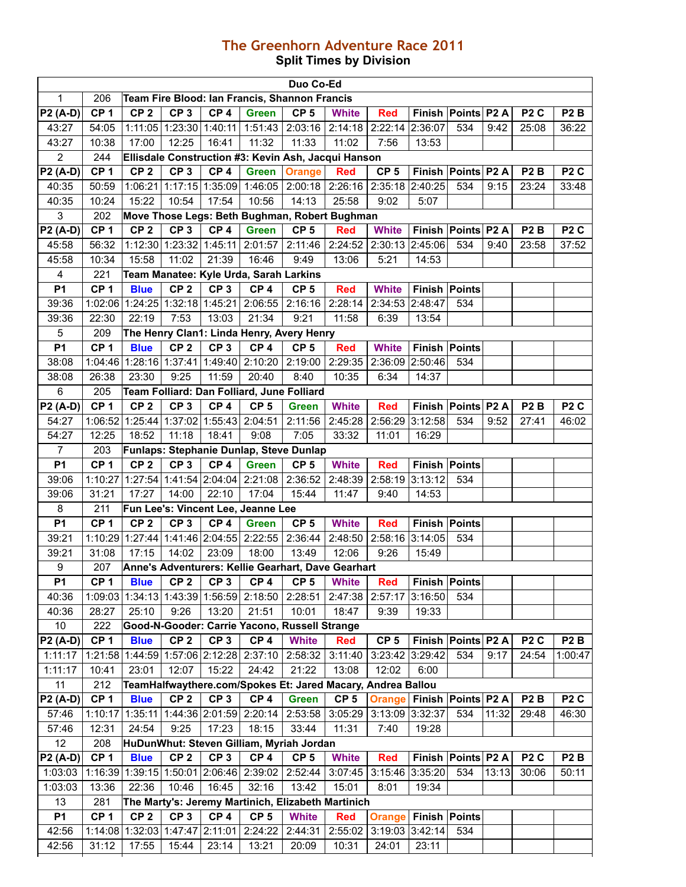# The Greenhorn Adventure Race 2011

## Split Times by Division

| Duo Co-Ed | | | | | | | | | | | | | |
|---|---|---|---|---|---|---|---|---|---|---|---|---|---|
| 1 | 206 | Team Fire Blood: Ian Francis, Shannon Francis | | | | | | | | | | | |
| P2 (A-D) | CP 1 | CP 2 | CP 3 | CP 4 | Green | CP 5 | White | Red | Finish | Points | P2 A | P2 C | P2 B |
| 43:27 | 54:05 | 1:11:05 | 1:23:30 | 1:40:11 | 1:51:43 | 2:03:16 | 2:14:18 | 2:22:14 | 2:36:07 | 534 | 9:42 | 25:08 | 36:22 |
| 43:27 | 10:38 | 17:00 | 12:25 | 16:41 | 11:32 | 11:33 | 11:02 | 7:56 | 13:53 | | | | |
| 2 | 244 | Ellisdale Construction #3: Kevin Ash, Jacqui Hanson | | | | | | | | | | | |
| P2 (A-D) | CP 1 | CP 2 | CP 3 | CP 4 | Green | Orange | Red | CP 5 | Finish | Points | P2 A | P2 B | P2 C |
| 40:35 | 50:59 | 1:06:21 | 1:17:15 | 1:35:09 | 1:46:05 | 2:00:18 | 2:26:16 | 2:35:18 | 2:40:25 | 534 | 9:15 | 23:24 | 33:48 |
| 40:35 | 10:24 | 15:22 | 10:54 | 17:54 | 10:56 | 14:13 | 25:58 | 9:02 | 5:07 | | | | |
| 3 | 202 | Move Those Legs: Beth Bughman, Robert Bughman | | | | | | | | | | | |
| P2 (A-D) | CP 1 | CP 2 | CP 3 | CP 4 | Green | CP 5 | Red | White | Finish | Points | P2 A | P2 B | P2 C |
| 45:58 | 56:32 | 1:12:30 | 1:23:32 | 1:45:11 | 2:01:57 | 2:11:46 | 2:24:52 | 2:30:13 | 2:45:06 | 534 | 9:40 | 23:58 | 37:52 |
| 45:58 | 10:34 | 15:58 | 11:02 | 21:39 | 16:46 | 9:49 | 13:06 | 5:21 | 14:53 | | | | |
| 4 | 221 | Team Manatee: Kyle Urda, Sarah Larkins | | | | | | | | | | | |
| P1 | CP 1 | Blue | CP 2 | CP 3 | CP 4 | CP 5 | Red | White | Finish | Points | | | |
| 39:36 | 1:02:06 | 1:24:25 | 1:32:18 | 1:45:21 | 2:06:55 | 2:16:16 | 2:28:14 | 2:34:53 | 2:48:47 | 534 | | | |
| 39:36 | 22:30 | 22:19 | 7:53 | 13:03 | 21:34 | 9:21 | 11:58 | 6:39 | 13:54 | | | | |
| 5 | 209 | The Henry Clan1: Linda Henry, Avery Henry | | | | | | | | | | | |
| P1 | CP 1 | Blue | CP 2 | CP 3 | CP 4 | CP 5 | Red | White | Finish | Points | | | |
| 38:08 | 1:04:46 | 1:28:16 | 1:37:41 | 1:49:40 | 2:10:20 | 2:19:00 | 2:29:35 | 2:36:09 | 2:50:46 | 534 | | | |
| 38:08 | 26:38 | 23:30 | 9:25 | 11:59 | 20:40 | 8:40 | 10:35 | 6:34 | 14:37 | | | | |
| 6 | 205 | Team Folliard: Dan Folliard, June Folliard | | | | | | | | | | | |
| P2 (A-D) | CP 1 | CP 2 | CP 3 | CP 4 | CP 5 | Green | White | Red | Finish | Points | P2 A | P2 B | P2 C |
| 54:27 | 1:06:52 | 1:25:44 | 1:37:02 | 1:55:43 | 2:04:51 | 2:11:56 | 2:45:28 | 2:56:29 | 3:12:58 | 534 | 9:52 | 27:41 | 46:02 |
| 54:27 | 12:25 | 18:52 | 11:18 | 18:41 | 9:08 | 7:05 | 33:32 | 11:01 | 16:29 | | | | |
| 7 | 203 | Funlaps: Stephanie Dunlap, Steve Dunlap | | | | | | | | | | | |
| P1 | CP 1 | CP 2 | CP 3 | CP 4 | Green | CP 5 | White | Red | Finish | Points | | | |
| 39:06 | 1:10:27 | 1:27:54 | 1:41:54 | 2:04:04 | 2:21:08 | 2:36:52 | 2:48:39 | 2:58:19 | 3:13:12 | 534 | | | |
| 39:06 | 31:21 | 17:27 | 14:00 | 22:10 | 17:04 | 15:44 | 11:47 | 9:40 | 14:53 | | | | |
| 8 | 211 | Fun Lee's: Vincent Lee, Jeanne Lee | | | | | | | | | | | |
| P1 | CP 1 | CP 2 | CP 3 | CP 4 | Green | CP 5 | White | Red | Finish | Points | | | |
| 39:21 | 1:10:29 | 1:27:44 | 1:41:46 | 2:04:55 | 2:22:55 | 2:36:44 | 2:48:50 | 2:58:16 | 3:14:05 | 534 | | | |
| 39:21 | 31:08 | 17:15 | 14:02 | 23:09 | 18:00 | 13:49 | 12:06 | 9:26 | 15:49 | | | | |
| 9 | 207 | Anne's Adventurers: Kellie Gearhart, Dave Gearhart | | | | | | | | | | | |
| P1 | CP 1 | Blue | CP 2 | CP 3 | CP 4 | CP 5 | White | Red | Finish | Points | | | |
| 40:36 | 1:09:03 | 1:34:13 | 1:43:39 | 1:56:59 | 2:18:50 | 2:28:51 | 2:47:38 | 2:57:17 | 3:16:50 | 534 | | | |
| 40:36 | 28:27 | 25:10 | 9:26 | 13:20 | 21:51 | 10:01 | 18:47 | 9:39 | 19:33 | | | | |
| 10 | 222 | Good-N-Gooder: Carrie Yacono, Russell Strange | | | | | | | | | | | |
| P2 (A-D) | CP 1 | Blue | CP 2 | CP 3 | CP 4 | White | Red | CP 5 | Finish | Points | P2 A | P2 C | P2 B |
| 1:11:17 | 1:21:58 | 1:44:59 | 1:57:06 | 2:12:28 | 2:37:10 | 2:58:32 | 3:11:40 | 3:23:42 | 3:29:42 | 534 | 9:17 | 24:54 | 1:00:47 |
| 1:11:17 | 10:41 | 23:01 | 12:07 | 15:22 | 24:42 | 21:22 | 13:08 | 12:02 | 6:00 | | | | |
| 11 | 212 | TeamHalfwaythere.com/Spokes Et: Jared Macary, Andrea Ballou | | | | | | | | | | | |
| P2 (A-D) | CP 1 | Blue | CP 2 | CP 3 | CP 4 | Green | CP 5 | Orange | Finish | Points | P2 A | P2 B | P2 C |
| 57:46 | 1:10:17 | 1:35:11 | 1:44:36 | 2:01:59 | 2:20:14 | 2:53:58 | 3:05:29 | 3:13:09 | 3:32:37 | 534 | 11:32 | 29:48 | 46:30 |
| 57:46 | 12:31 | 24:54 | 9:25 | 17:23 | 18:15 | 33:44 | 11:31 | 7:40 | 19:28 | | | | |
| 12 | 208 | HuDunWhut: Steven Gilliam, Myriah Jordan | | | | | | | | | | | |
| P2 (A-D) | CP 1 | Blue | CP 2 | CP 3 | CP 4 | CP 5 | White | Red | Finish | Points | P2 A | P2 C | P2 B |
| 1:03:03 | 1:16:39 | 1:39:15 | 1:50:01 | 2:06:46 | 2:39:02 | 2:52:44 | 3:07:45 | 3:15:46 | 3:35:20 | 534 | 13:13 | 30:06 | 50:11 |
| 1:03:03 | 13:36 | 22:36 | 10:46 | 16:45 | 32:16 | 13:42 | 15:01 | 8:01 | 19:34 | | | | |
| 13 | 281 | The Marty's: Jeremy Martinich, Elizabeth Martinich | | | | | | | | | | | |
| P1 | CP 1 | CP 2 | CP 3 | CP 4 | CP 5 | White | Red | Orange | Finish | Points | | | |
| 42:56 | 1:14:08 | 1:32:03 | 1:47:47 | 2:11:01 | 2:24:22 | 2:44:31 | 2:55:02 | 3:19:03 | 3:42:14 | 534 | | | |
| 42:56 | 31:12 | 17:55 | 15:44 | 23:14 | 13:21 | 20:09 | 10:31 | 24:01 | 23:11 | | | | |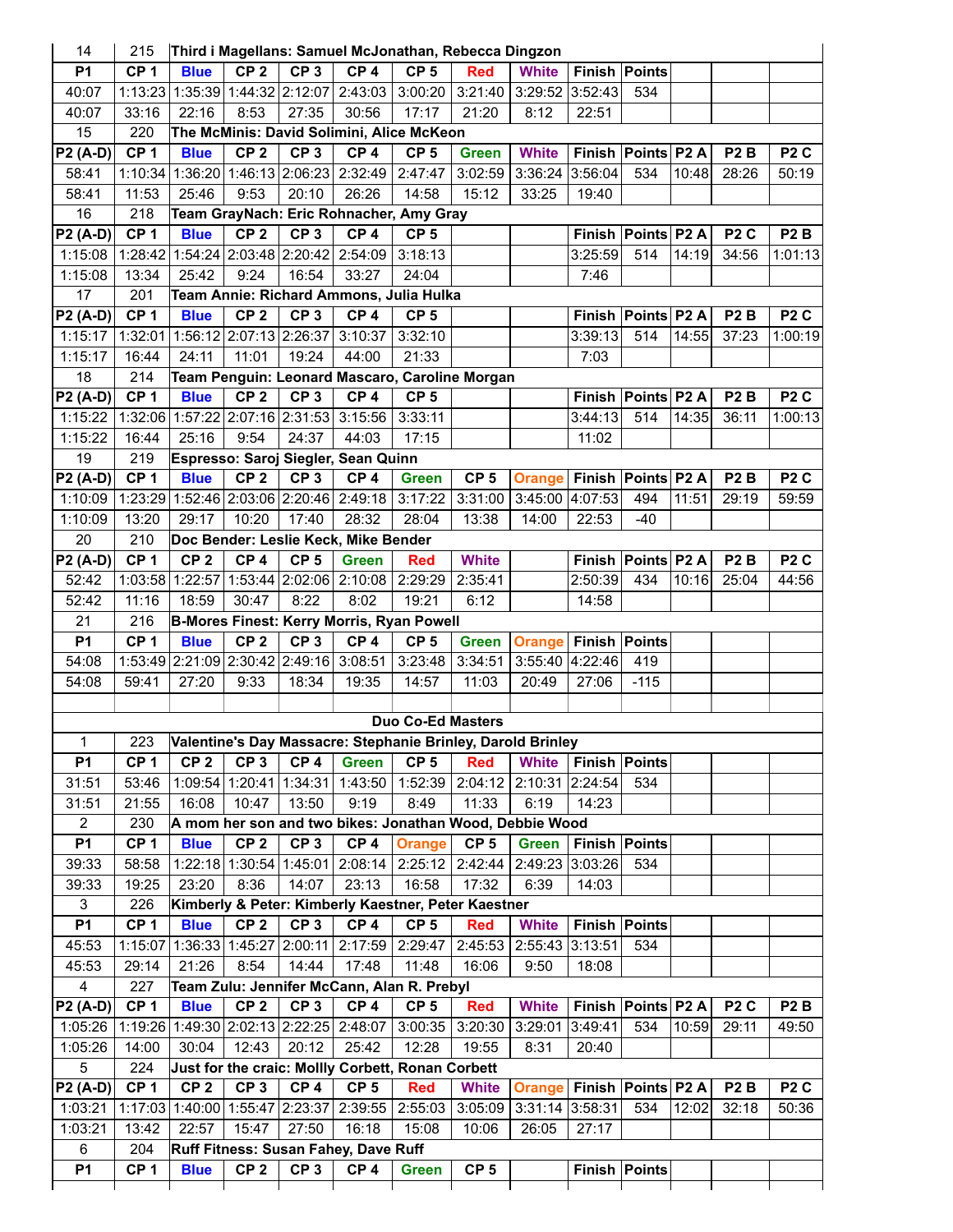| 14 | 215 | Third i Magellans: Samuel McJonathan, Rebecca Dingzon | | | | | | | | | | | |
|---|---|---|---|---|---|---|---|---|---|---|---|---|---|
| P1 | CP 1 | Blue | CP 2 | CP 3 | CP 4 | CP 5 | Red | White | Finish | Points | | | |
| 40:07 | 1:13:23 | 1:35:39 | 1:44:32 | 2:12:07 | 2:43:03 | 3:00:20 | 3:21:40 | 3:29:52 | 3:52:43 | 534 | | | |
| 40:07 | 33:16 | 22:16 | 8:53 | 27:35 | 30:56 | 17:17 | 21:20 | 8:12 | 22:51 | | | | |
| 15 | 220 | The McMinis: David Solimini, Alice McKeon | | | | | | | | | | | |
| P2 (A-D) | CP 1 | Blue | CP 2 | CP 3 | CP 4 | CP 5 | Green | White | Finish | Points | P2 A | P2 B | P2 C |
| 58:41 | 1:10:34 | 1:36:20 | 1:46:13 | 2:06:23 | 2:32:49 | 2:47:47 | 3:02:59 | 3:36:24 | 3:56:04 | 534 | 10:48 | 28:26 | 50:19 |
| 58:41 | 11:53 | 25:46 | 9:53 | 20:10 | 26:26 | 14:58 | 15:12 | 33:25 | 19:40 | | | | |
| 16 | 218 | Team GrayNach: Eric Rohnacher, Amy Gray | | | | | | | | | | | |
| P2 (A-D) | CP 1 | Blue | CP 2 | CP 3 | CP 4 | CP 5 | | | Finish | Points | P2 A | P2 C | P2 B |
| 1:15:08 | 1:28:42 | 1:54:24 | 2:03:48 | 2:20:42 | 2:54:09 | 3:18:13 | | | 3:25:59 | 514 | 14:19 | 34:56 | 1:01:13 |
| 1:15:08 | 13:34 | 25:42 | 9:24 | 16:54 | 33:27 | 24:04 | | | 7:46 | | | | |
| 17 | 201 | Team Annie: Richard Ammons, Julia Hulka | | | | | | | | | | | |
| P2 (A-D) | CP 1 | Blue | CP 2 | CP 3 | CP 4 | CP 5 | | | Finish | Points | P2 A | P2 B | P2 C |
| 1:15:17 | 1:32:01 | 1:56:12 | 2:07:13 | 2:26:37 | 3:10:37 | 3:32:10 | | | 3:39:13 | 514 | 14:55 | 37:23 | 1:00:19 |
| 1:15:17 | 16:44 | 24:11 | 11:01 | 19:24 | 44:00 | 21:33 | | | 7:03 | | | | |
| 18 | 214 | Team Penguin: Leonard Mascaro, Caroline Morgan | | | | | | | | | | | |
| P2 (A-D) | CP 1 | Blue | CP 2 | CP 3 | CP 4 | CP 5 | | | Finish | Points | P2 A | P2 B | P2 C |
| 1:15:22 | 1:32:06 | 1:57:22 | 2:07:16 | 2:31:53 | 3:15:56 | 3:33:11 | | | 3:44:13 | 514 | 14:35 | 36:11 | 1:00:13 |
| 1:15:22 | 16:44 | 25:16 | 9:54 | 24:37 | 44:03 | 17:15 | | | 11:02 | | | | |
| 19 | 219 | Espresso: Saroj Siegler, Sean Quinn | | | | | | | | | | | |
| P2 (A-D) | CP 1 | Blue | CP 2 | CP 3 | CP 4 | Green | CP 5 | Orange | Finish | Points | P2 A | P2 B | P2 C |
| 1:10:09 | 1:23:29 | 1:52:46 | 2:03:06 | 2:20:46 | 2:49:18 | 3:17:22 | 3:31:00 | 3:45:00 | 4:07:53 | 494 | 11:51 | 29:19 | 59:59 |
| 1:10:09 | 13:20 | 29:17 | 10:20 | 17:40 | 28:32 | 28:04 | 13:38 | 14:00 | 22:53 | -40 | | | |
| 20 | 210 | Doc Bender: Leslie Keck, Mike Bender | | | | | | | | | | | |
| P2 (A-D) | CP 1 | CP 2 | CP 4 | CP 5 | Green | Red | White | | Finish | Points | P2 A | P2 B | P2 C |
| 52:42 | 1:03:58 | 1:22:57 | 1:53:44 | 2:02:06 | 2:10:08 | 2:29:29 | 2:35:41 | | 2:50:39 | 434 | 10:16 | 25:04 | 44:56 |
| 52:42 | 11:16 | 18:59 | 30:47 | 8:22 | 8:02 | 19:21 | 6:12 | | 14:58 | | | | |
| 21 | 216 | B-Mores Finest: Kerry Morris, Ryan Powell | | | | | | | | | | | |
| P1 | CP 1 | Blue | CP 2 | CP 3 | CP 4 | CP 5 | Green | Orange | Finish | Points | | | |
| 54:08 | 1:53:49 | 2:21:09 | 2:30:42 | 2:49:16 | 3:08:51 | 3:23:48 | 3:34:51 | 3:55:40 | 4:22:46 | 419 | | | |
| 54:08 | 59:41 | 27:20 | 9:33 | 18:34 | 19:35 | 14:57 | 11:03 | 20:49 | 27:06 | -115 | | | |
| | | | | | | | | | | | | | |
| | | | | | | Duo Co-Ed Masters | | | | | | | |
| 1 | 223 | Valentine's Day Massacre: Stephanie Brinley, Darold Brinley | | | | | | | | | | | |
| P1 | CP 1 | CP 2 | CP 3 | CP 4 | Green | CP 5 | Red | White | Finish | Points | | | |
| 31:51 | 53:46 | 1:09:54 | 1:20:41 | 1:34:31 | 1:43:50 | 1:52:39 | 2:04:12 | 2:10:31 | 2:24:54 | 534 | | | |
| 31:51 | 21:55 | 16:08 | 10:47 | 13:50 | 9:19 | 8:49 | 11:33 | 6:19 | 14:23 | | | | |
| 2 | 230 | A mom her son and two bikes: Jonathan Wood, Debbie Wood | | | | | | | | | | | |
| P1 | CP 1 | Blue | CP 2 | CP 3 | CP 4 | Orange | CP 5 | Green | Finish | Points | | | |
| 39:33 | 58:58 | 1:22:18 | 1:30:54 | 1:45:01 | 2:08:14 | 2:25:12 | 2:42:44 | 2:49:23 | 3:03:26 | 534 | | | |
| 39:33 | 19:25 | 23:20 | 8:36 | 14:07 | 23:13 | 16:58 | 17:32 | 6:39 | 14:03 | | | | |
| 3 | 226 | Kimberly & Peter: Kimberly Kaestner, Peter Kaestner | | | | | | | | | | | |
| P1 | CP 1 | Blue | CP 2 | CP 3 | CP 4 | CP 5 | Red | White | Finish | Points | | | |
| 45:53 | 1:15:07 | 1:36:33 | 1:45:27 | 2:00:11 | 2:17:59 | 2:29:47 | 2:45:53 | 2:55:43 | 3:13:51 | 534 | | | |
| 45:53 | 29:14 | 21:26 | 8:54 | 14:44 | 17:48 | 11:48 | 16:06 | 9:50 | 18:08 | | | | |
| 4 | 227 | Team Zulu: Jennifer McCann, Alan R. Prebyl | | | | | | | | | | | |
| P2 (A-D) | CP 1 | Blue | CP 2 | CP 3 | CP 4 | CP 5 | Red | White | Finish | Points | P2 A | P2 C | P2 B |
| 1:05:26 | 1:19:26 | 1:49:30 | 2:02:13 | 2:22:25 | 2:48:07 | 3:00:35 | 3:20:30 | 3:29:01 | 3:49:41 | 534 | 10:59 | 29:11 | 49:50 |
| 1:05:26 | 14:00 | 30:04 | 12:43 | 20:12 | 25:42 | 12:28 | 19:55 | 8:31 | 20:40 | | | | |
| 5 | 224 | Just for the craic: Mollly Corbett, Ronan Corbett | | | | | | | | | | | |
| P2 (A-D) | CP 1 | CP 2 | CP 3 | CP 4 | CP 5 | Red | White | Orange | Finish | Points | P2 A | P2 B | P2 C |
| 1:03:21 | 1:17:03 | 1:40:00 | 1:55:47 | 2:23:37 | 2:39:55 | 2:55:03 | 3:05:09 | 3:31:14 | 3:58:31 | 534 | 12:02 | 32:18 | 50:36 |
| 1:03:21 | 13:42 | 22:57 | 15:47 | 27:50 | 16:18 | 15:08 | 10:06 | 26:05 | 27:17 | | | | |
| 6 | 204 | Ruff Fitness: Susan Fahey, Dave Ruff | | | | | | | | | | | |
| P1 | CP 1 | Blue | CP 2 | CP 3 | CP 4 | Green | CP 5 | | Finish | Points | | | |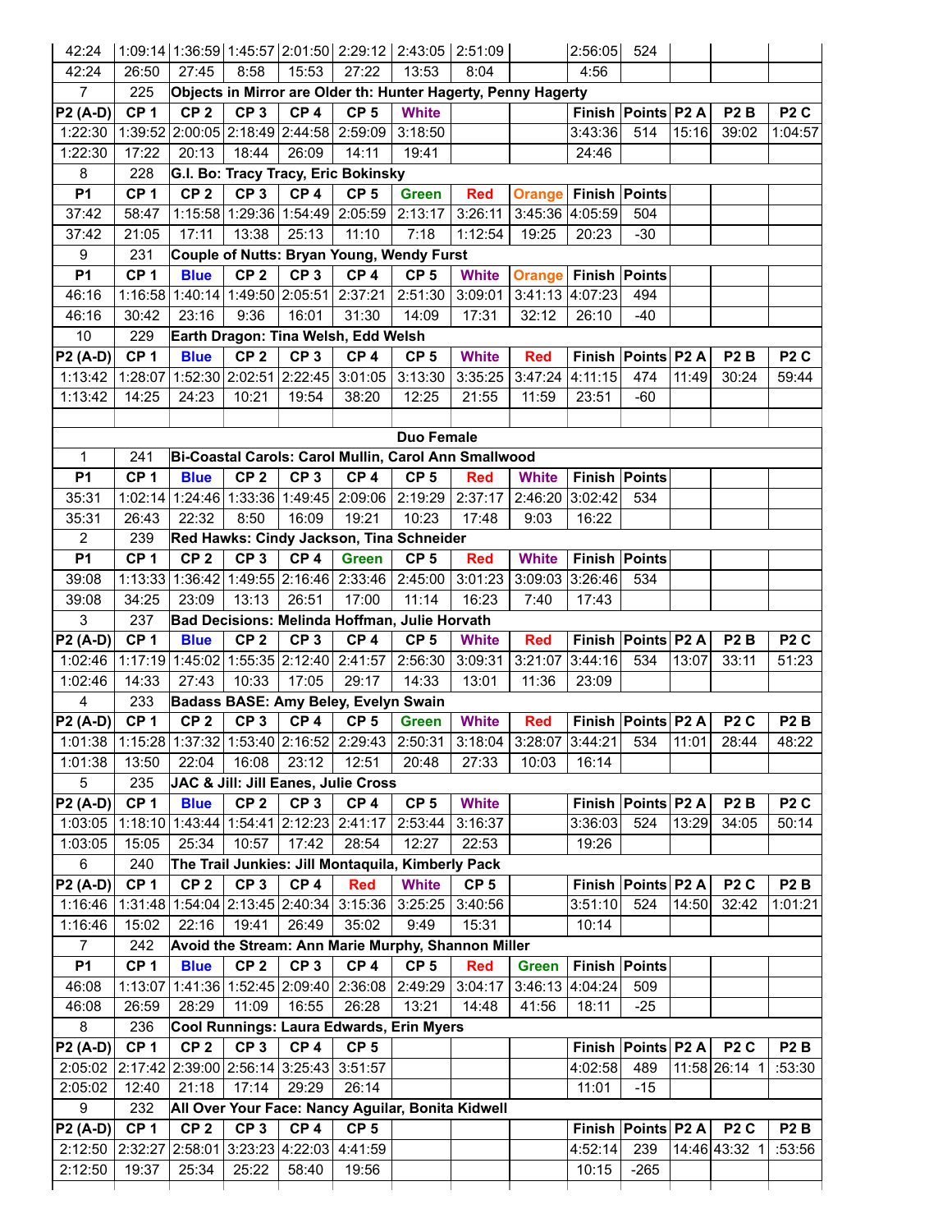| | | | | | | | | | | | | | |
|---|---|---|---|---|---|---|---|---|---|---|---|---|---|
| 42:24 | 1:09:14 | 1:36:59 | 1:45:57 | 2:01:50 | 2:29:12 | 2:43:05 | 2:51:09 | | 2:56:05 | 524 | | | |
| 42:24 | 26:50 | 27:45 | 8:58 | 15:53 | 27:22 | 13:53 | 8:04 | | 4:56 | | | | |
| 7 | 225 | **Objects in Mirror are Older th: Hunter Hagerty, Penny Hagerty** | | | | | | | | | | | |
| **P2 (A-D)** | **CP 1** | **CP 2** | **CP 3** | **CP 4** | **CP 5** | **White** | | | **Finish** | **Points** | **P2 A** | **P2 B** | **P2 C** |
| 1:22:30 | 1:39:52 | 2:00:05 | 2:18:49 | 2:44:58 | 2:59:09 | 3:18:50 | | | 3:43:36 | 514 | 15:16 | 39:02 | 1:04:57 |
| 1:22:30 | 17:22 | 20:13 | 18:44 | 26:09 | 14:11 | 19:41 | | | 24:46 | | | | |
| 8 | 228 | **G.I. Bo: Tracy Tracy, Eric Bokinsky** | | | | | | | | | | | |
| **P1** | **CP 1** | **CP 2** | **CP 3** | **CP 4** | **CP 5** | **Green** | **Red** | **Orange** | **Finish** | **Points** | | | |
| 37:42 | 58:47 | 1:15:58 | 1:29:36 | 1:54:49 | 2:05:59 | 2:13:17 | 3:26:11 | 3:45:36 | 4:05:59 | 504 | | | |
| 37:42 | 21:05 | 17:11 | 13:38 | 25:13 | 11:10 | 7:18 | 1:12:54 | 19:25 | 20:23 | -30 | | | |
| 9 | 231 | **Couple of Nutts: Bryan Young, Wendy Furst** | | | | | | | | | | | |
| **P1** | **CP 1** | **Blue** | **CP 2** | **CP 3** | **CP 4** | **CP 5** | **White** | **Orange** | **Finish** | **Points** | | | |
| 46:16 | 1:16:58 | 1:40:14 | 1:49:50 | 2:05:51 | 2:37:21 | 2:51:30 | 3:09:01 | 3:41:13 | 4:07:23 | 494 | | | |
| 46:16 | 30:42 | 23:16 | 9:36 | 16:01 | 31:30 | 14:09 | 17:31 | 32:12 | 26:10 | -40 | | | |
| 10 | 229 | **Earth Dragon: Tina Welsh, Edd Welsh** | | | | | | | | | | | |
| **P2 (A-D)** | **CP 1** | **Blue** | **CP 2** | **CP 3** | **CP 4** | **CP 5** | **White** | **Red** | **Finish** | **Points** | **P2 A** | **P2 B** | **P2 C** |
| 1:13:42 | 1:28:07 | 1:52:30 | 2:02:51 | 2:22:45 | 3:01:05 | 3:13:30 | 3:35:25 | 3:47:24 | 4:11:15 | 474 | 11:49 | 30:24 | 59:44 |
| 1:13:42 | 14:25 | 24:23 | 10:21 | 19:54 | 38:20 | 12:25 | 21:55 | 11:59 | 23:51 | -60 | | | |
| | | | | | | | | | | | | | |
| | | | | | | **Duo Female** | | | | | | | |
| 1 | 241 | **Bi-Coastal Carols: Carol Mullin, Carol Ann Smallwood** | | | | | | | | | | | |
| **P1** | **CP 1** | **Blue** | **CP 2** | **CP 3** | **CP 4** | **CP 5** | **Red** | **White** | **Finish** | **Points** | | | |
| 35:31 | 1:02:14 | 1:24:46 | 1:33:36 | 1:49:45 | 2:09:06 | 2:19:29 | 2:37:17 | 2:46:20 | 3:02:42 | 534 | | | |
| 35:31 | 26:43 | 22:32 | 8:50 | 16:09 | 19:21 | 10:23 | 17:48 | 9:03 | 16:22 | | | | |
| 2 | 239 | **Red Hawks: Cindy Jackson, Tina Schneider** | | | | | | | | | | | |
| **P1** | **CP 1** | **CP 2** | **CP 3** | **CP 4** | **Green** | **CP 5** | **Red** | **White** | **Finish** | **Points** | | | |
| 39:08 | 1:13:33 | 1:36:42 | 1:49:55 | 2:16:46 | 2:33:46 | 2:45:00 | 3:01:23 | 3:09:03 | 3:26:46 | 534 | | | |
| 39:08 | 34:25 | 23:09 | 13:13 | 26:51 | 17:00 | 11:14 | 16:23 | 7:40 | 17:43 | | | | |
| 3 | 237 | **Bad Decisions: Melinda Hoffman, Julie Horvath** | | | | | | | | | | | |
| **P2 (A-D)** | **CP 1** | **Blue** | **CP 2** | **CP 3** | **CP 4** | **CP 5** | **White** | **Red** | **Finish** | **Points** | **P2 A** | **P2 B** | **P2 C** |
| 1:02:46 | 1:17:19 | 1:45:02 | 1:55:35 | 2:12:40 | 2:41:57 | 2:56:30 | 3:09:31 | 3:21:07 | 3:44:16 | 534 | 13:07 | 33:11 | 51:23 |
| 1:02:46 | 14:33 | 27:43 | 10:33 | 17:05 | 29:17 | 14:33 | 13:01 | 11:36 | 23:09 | | | | |
| 4 | 233 | **Badass BASE: Amy Beley, Evelyn Swain** | | | | | | | | | | | |
| **P2 (A-D)** | **CP 1** | **CP 2** | **CP 3** | **CP 4** | **CP 5** | **Green** | **White** | **Red** | **Finish** | **Points** | **P2 A** | **P2 C** | **P2 B** |
| 1:01:38 | 1:15:28 | 1:37:32 | 1:53:40 | 2:16:52 | 2:29:43 | 2:50:31 | 3:18:04 | 3:28:07 | 3:44:21 | 534 | 11:01 | 28:44 | 48:22 |
| 1:01:38 | 13:50 | 22:04 | 16:08 | 23:12 | 12:51 | 20:48 | 27:33 | 10:03 | 16:14 | | | | |
| 5 | 235 | **JAC & Jill: Jill Eanes, Julie Cross** | | | | | | | | | | | |
| **P2 (A-D)** | **CP 1** | **Blue** | **CP 2** | **CP 3** | **CP 4** | **CP 5** | **White** | | **Finish** | **Points** | **P2 A** | **P2 B** | **P2 C** |
| 1:03:05 | 1:18:10 | 1:43:44 | 1:54:41 | 2:12:23 | 2:41:17 | 2:53:44 | 3:16:37 | | 3:36:03 | 524 | 13:29 | 34:05 | 50:14 |
| 1:03:05 | 15:05 | 25:34 | 10:57 | 17:42 | 28:54 | 12:27 | 22:53 | | 19:26 | | | | |
| 6 | 240 | **The Trail Junkies: Jill Montaquila, Kimberly Pack** | | | | | | | | | | | |
| **P2 (A-D)** | **CP 1** | **CP 2** | **CP 3** | **CP 4** | **Red** | **White** | **CP 5** | | **Finish** | **Points** | **P2 A** | **P2 C** | **P2 B** |
| 1:16:46 | 1:31:48 | 1:54:04 | 2:13:45 | 2:40:34 | 3:15:36 | 3:25:25 | 3:40:56 | | 3:51:10 | 524 | 14:50 | 32:42 | 1:01:21 |
| 1:16:46 | 15:02 | 22:16 | 19:41 | 26:49 | 35:02 | 9:49 | 15:31 | | 10:14 | | | | |
| 7 | 242 | **Avoid the Stream: Ann Marie Murphy, Shannon Miller** | | | | | | | | | | | |
| **P1** | **CP 1** | **Blue** | **CP 2** | **CP 3** | **CP 4** | **CP 5** | **Red** | **Green** | **Finish** | **Points** | | | |
| 46:08 | 1:13:07 | 1:41:36 | 1:52:45 | 2:09:40 | 2:36:08 | 2:49:29 | 3:04:17 | 3:46:13 | 4:04:24 | 509 | | | |
| 46:08 | 26:59 | 28:29 | 11:09 | 16:55 | 26:28 | 13:21 | 14:48 | 41:56 | 18:11 | -25 | | | |
| 8 | 236 | **Cool Runnings: Laura Edwards, Erin Myers** | | | | | | | | | | | |
| **P2 (A-D)** | **CP 1** | **CP 2** | **CP 3** | **CP 4** | **CP 5** | | | | **Finish** | **Points** | **P2 A** | **P2 C** | **P2 B** |
| 2:05:02 | 2:17:42 | 2:39:00 | 2:56:14 | 3:25:43 | 3:51:57 | | | | 4:02:58 | 489 | 11:58 | 26:14 1 | :53:30 |
| 2:05:02 | 12:40 | 21:18 | 17:14 | 29:29 | 26:14 | | | | 11:01 | -15 | | | |
| 9 | 232 | **All Over Your Face: Nancy Aguilar, Bonita Kidwell** | | | | | | | | | | | |
| **P2 (A-D)** | **CP 1** | **CP 2** | **CP 3** | **CP 4** | **CP 5** | | | | **Finish** | **Points** | **P2 A** | **P2 C** | **P2 B** |
| 2:12:50 | 2:32:27 | 2:58:01 | 3:23:23 | 4:22:03 | 4:41:59 | | | | 4:52:14 | 239 | 14:46 | 43:32 1 | :53:56 |
| 2:12:50 | 19:37 | 25:34 | 25:22 | 58:40 | 19:56 | | | | 10:15 | -265 | | | |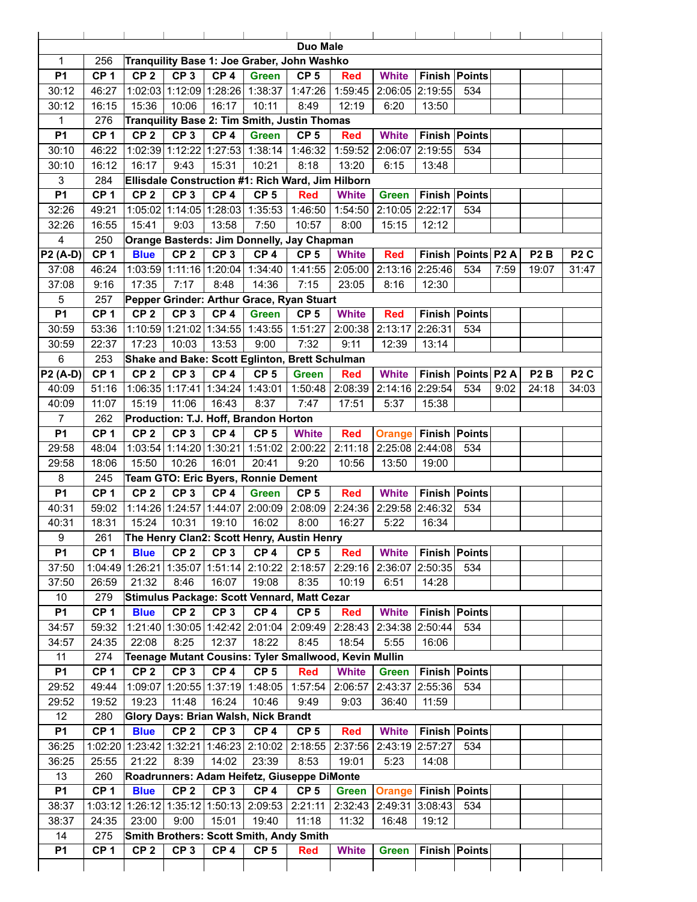| | | | | | | | | | | | | | |
|---|---|---|---|---|---|---|---|---|---|---|---|---|---|
| **Duo Male** | | | | | | | | | | | | | |
| 1 | 256 | **Tranquility Base 1: Joe Graber, John Washko** | | | | | | | | | | | |
| **P1** | **CP 1** | **CP 2** | **CP 3** | **CP 4** | **Green** | **CP 5** | **Red** | **White** | **Finish** | **Points** | | | |
| 30:12 | 46:27 | 1:02:03 | 1:12:09 | 1:28:26 | 1:38:37 | 1:47:26 | 1:59:45 | 2:06:05 | 2:19:55 | 534 | | | |
| 30:12 | 16:15 | 15:36 | 10:06 | 16:17 | 10:11 | 8:49 | 12:19 | 6:20 | 13:50 | | | | |
| 1 | 276 | **Tranquility Base 2: Tim Smith, Justin Thomas** | | | | | | | | | | | |
| **P1** | **CP 1** | **CP 2** | **CP 3** | **CP 4** | **Green** | **CP 5** | **Red** | **White** | **Finish** | **Points** | | | |
| 30:10 | 46:22 | 1:02:39 | 1:12:22 | 1:27:53 | 1:38:14 | 1:46:32 | 1:59:52 | 2:06:07 | 2:19:55 | 534 | | | |
| 30:10 | 16:12 | 16:17 | 9:43 | 15:31 | 10:21 | 8:18 | 13:20 | 6:15 | 13:48 | | | | |
| 3 | 284 | **Ellisdale Construction #1: Rich Ward, Jim Hilborn** | | | | | | | | | | | |
| **P1** | **CP 1** | **CP 2** | **CP 3** | **CP 4** | **CP 5** | **Red** | **White** | **Green** | **Finish** | **Points** | | | |
| 32:26 | 49:21 | 1:05:02 | 1:14:05 | 1:28:03 | 1:35:53 | 1:46:50 | 1:54:50 | 2:10:05 | 2:22:17 | 534 | | | |
| 32:26 | 16:55 | 15:41 | 9:03 | 13:58 | 7:50 | 10:57 | 8:00 | 15:15 | 12:12 | | | | |
| 4 | 250 | **Orange Basterds: Jim Donnelly, Jay Chapman** | | | | | | | | | | | |
| **P2 (A-D)** | **CP 1** | **Blue** | **CP 2** | **CP 3** | **CP 4** | **CP 5** | **White** | **Red** | **Finish** | **Points** | **P2 A** | **P2 B** | **P2 C** |
| 37:08 | 46:24 | 1:03:59 | 1:11:16 | 1:20:04 | 1:34:40 | 1:41:55 | 2:05:00 | 2:13:16 | 2:25:46 | 534 | 7:59 | 19:07 | 31:47 |
| 37:08 | 9:16 | 17:35 | 7:17 | 8:48 | 14:36 | 7:15 | 23:05 | 8:16 | 12:30 | | | | |
| 5 | 257 | **Pepper Grinder: Arthur Grace, Ryan Stuart** | | | | | | | | | | | |
| **P1** | **CP 1** | **CP 2** | **CP 3** | **CP 4** | **Green** | **CP 5** | **White** | **Red** | **Finish** | **Points** | | | |
| 30:59 | 53:36 | 1:10:59 | 1:21:02 | 1:34:55 | 1:43:55 | 1:51:27 | 2:00:38 | 2:13:17 | 2:26:31 | 534 | | | |
| 30:59 | 22:37 | 17:23 | 10:03 | 13:53 | 9:00 | 7:32 | 9:11 | 12:39 | 13:14 | | | | |
| 6 | 253 | **Shake and Bake: Scott Eglinton, Brett Schulman** | | | | | | | | | | | |
| **P2 (A-D)** | **CP 1** | **CP 2** | **CP 3** | **CP 4** | **CP 5** | **Green** | **Red** | **White** | **Finish** | **Points** | **P2 A** | **P2 B** | **P2 C** |
| 40:09 | 51:16 | 1:06:35 | 1:17:41 | 1:34:24 | 1:43:01 | 1:50:48 | 2:08:39 | 2:14:16 | 2:29:54 | 534 | 9:02 | 24:18 | 34:03 |
| 40:09 | 11:07 | 15:19 | 11:06 | 16:43 | 8:37 | 7:47 | 17:51 | 5:37 | 15:38 | | | | |
| 7 | 262 | **Production: T.J. Hoff, Brandon Horton** | | | | | | | | | | | |
| **P1** | **CP 1** | **CP 2** | **CP 3** | **CP 4** | **CP 5** | **White** | **Red** | **Orange** | **Finish** | **Points** | | | |
| 29:58 | 48:04 | 1:03:54 | 1:14:20 | 1:30:21 | 1:51:02 | 2:00:22 | 2:11:18 | 2:25:08 | 2:44:08 | 534 | | | |
| 29:58 | 18:06 | 15:50 | 10:26 | 16:01 | 20:41 | 9:20 | 10:56 | 13:50 | 19:00 | | | | |
| 8 | 245 | **Team GTO: Eric Byers, Ronnie Dement** | | | | | | | | | | | |
| **P1** | **CP 1** | **CP 2** | **CP 3** | **CP 4** | **Green** | **CP 5** | **Red** | **White** | **Finish** | **Points** | | | |
| 40:31 | 59:02 | 1:14:26 | 1:24:57 | 1:44:07 | 2:00:09 | 2:08:09 | 2:24:36 | 2:29:58 | 2:46:32 | 534 | | | |
| 40:31 | 18:31 | 15:24 | 10:31 | 19:10 | 16:02 | 8:00 | 16:27 | 5:22 | 16:34 | | | | |
| 9 | 261 | **The Henry Clan2: Scott Henry, Austin Henry** | | | | | | | | | | | |
| **P1** | **CP 1** | **Blue** | **CP 2** | **CP 3** | **CP 4** | **CP 5** | **Red** | **White** | **Finish** | **Points** | | | |
| 37:50 | 1:04:49 | 1:26:21 | 1:35:07 | 1:51:14 | 2:10:22 | 2:18:57 | 2:29:16 | 2:36:07 | 2:50:35 | 534 | | | |
| 37:50 | 26:59 | 21:32 | 8:46 | 16:07 | 19:08 | 8:35 | 10:19 | 6:51 | 14:28 | | | | |
| 10 | 279 | **Stimulus Package: Scott Vennard, Matt Cezar** | | | | | | | | | | | |
| **P1** | **CP 1** | **Blue** | **CP 2** | **CP 3** | **CP 4** | **CP 5** | **Red** | **White** | **Finish** | **Points** | | | |
| 34:57 | 59:32 | 1:21:40 | 1:30:05 | 1:42:42 | 2:01:04 | 2:09:49 | 2:28:43 | 2:34:38 | 2:50:44 | 534 | | | |
| 34:57 | 24:35 | 22:08 | 8:25 | 12:37 | 18:22 | 8:45 | 18:54 | 5:55 | 16:06 | | | | |
| 11 | 274 | **Teenage Mutant Cousins: Tyler Smallwood, Kevin Mullin** | | | | | | | | | | | |
| **P1** | **CP 1** | **CP 2** | **CP 3** | **CP 4** | **CP 5** | **Red** | **White** | **Green** | **Finish** | **Points** | | | |
| 29:52 | 49:44 | 1:09:07 | 1:20:55 | 1:37:19 | 1:48:05 | 1:57:54 | 2:06:57 | 2:43:37 | 2:55:36 | 534 | | | |
| 29:52 | 19:52 | 19:23 | 11:48 | 16:24 | 10:46 | 9:49 | 9:03 | 36:40 | 11:59 | | | | |
| 12 | 280 | **Glory Days: Brian Walsh, Nick Brandt** | | | | | | | | | | | |
| **P1** | **CP 1** | **Blue** | **CP 2** | **CP 3** | **CP 4** | **CP 5** | **Red** | **White** | **Finish** | **Points** | | | |
| 36:25 | 1:02:20 | 1:23:42 | 1:32:21 | 1:46:23 | 2:10:02 | 2:18:55 | 2:37:56 | 2:43:19 | 2:57:27 | 534 | | | |
| 36:25 | 25:55 | 21:22 | 8:39 | 14:02 | 23:39 | 8:53 | 19:01 | 5:23 | 14:08 | | | | |
| 13 | 260 | **Roadrunners: Adam Heifetz, Giuseppe DiMonte** | | | | | | | | | | | |
| **P1** | **CP 1** | **Blue** | **CP 2** | **CP 3** | **CP 4** | **CP 5** | **Green** | **Orange** | **Finish** | **Points** | | | |
| 38:37 | 1:03:12 | 1:26:12 | 1:35:12 | 1:50:13 | 2:09:53 | 2:21:11 | 2:32:43 | 2:49:31 | 3:08:43 | 534 | | | |
| 38:37 | 24:35 | 23:00 | 9:00 | 15:01 | 19:40 | 11:18 | 11:32 | 16:48 | 19:12 | | | | |
| 14 | 275 | **Smith Brothers: Scott Smith, Andy Smith** | | | | | | | | | | | |
| **P1** | **CP 1** | **CP 2** | **CP 3** | **CP 4** | **CP 5** | **Red** | **White** | **Green** | **Finish** | **Points** | | | |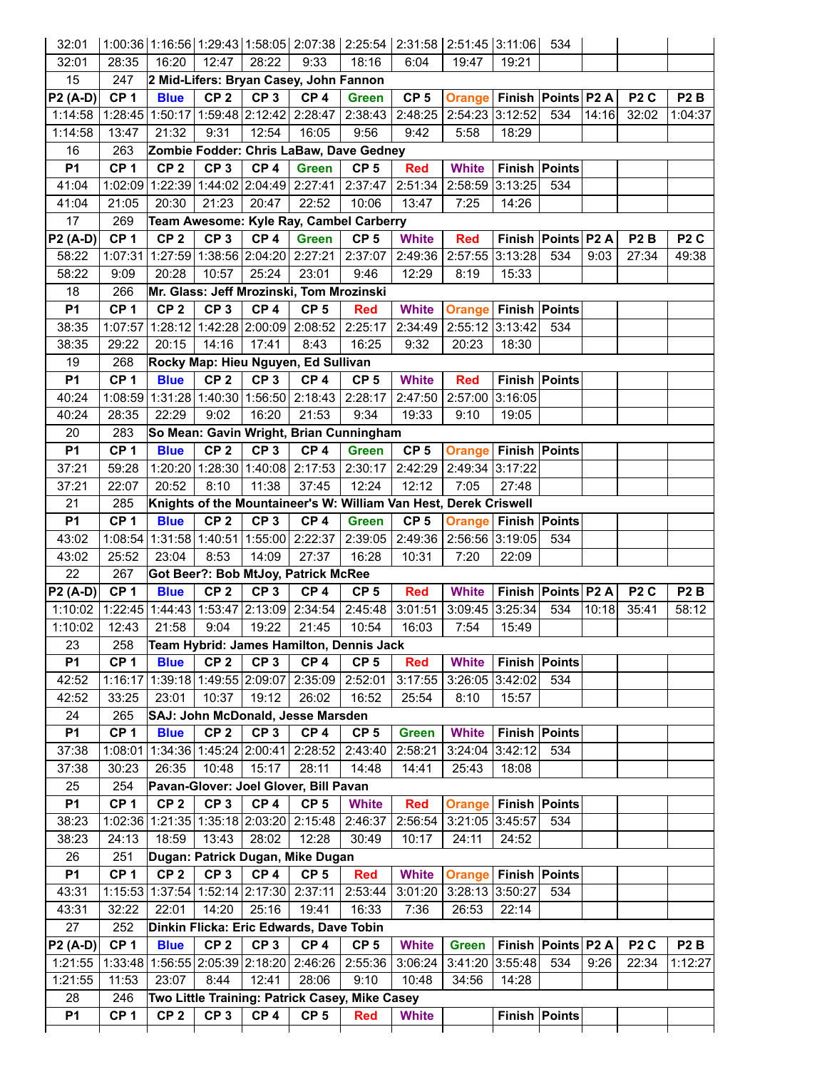| 32:01 | 1:00:36 | 1:16:56 | 1:29:43 | 1:58:05 | 2:07:38 | 2:25:54 | 2:31:58 | 2:51:45 | 3:11:06 | 534 | | | |
|---|---|---|---|---|---|---|---|---|---|---|---|---|---|
| 32:01 | 28:35 | 16:20 | 12:47 | 28:22 | 9:33 | 18:16 | 6:04 | 19:47 | 19:21 | | | | |
| 15 | 247 | 2 Mid-Lifers: Bryan Casey, John Fannon | | | | | | | | | | | |
| P2 (A-D) | CP 1 | Blue | CP 2 | CP 3 | CP 4 | Green | CP 5 | Orange | Finish | Points | P2 A | P2 C | P2 B |
| 1:14:58 | 1:28:45 | 1:50:17 | 1:59:48 | 2:12:42 | 2:28:47 | 2:38:43 | 2:48:25 | 2:54:23 | 3:12:52 | 534 | 14:16 | 32:02 | 1:04:37 |
| 1:14:58 | 13:47 | 21:32 | 9:31 | 12:54 | 16:05 | 9:56 | 9:42 | 5:58 | 18:29 | | | | |
| 16 | 263 | Zombie Fodder: Chris LaBaw, Dave Gedney | | | | | | | | | | | |
| P1 | CP 1 | CP 2 | CP 3 | CP 4 | Green | CP 5 | Red | White | Finish | Points | | | |
| 41:04 | 1:02:09 | 1:22:39 | 1:44:02 | 2:04:49 | 2:27:41 | 2:37:47 | 2:51:34 | 2:58:59 | 3:13:25 | 534 | | | |
| 41:04 | 21:05 | 20:30 | 21:23 | 20:47 | 22:52 | 10:06 | 13:47 | 7:25 | 14:26 | | | | |
| 17 | 269 | Team Awesome: Kyle Ray, Cambel Carberry | | | | | | | | | | | |
| P2 (A-D) | CP 1 | CP 2 | CP 3 | CP 4 | Green | CP 5 | White | Red | Finish | Points | P2 A | P2 B | P2 C |
| 58:22 | 1:07:31 | 1:27:59 | 1:38:56 | 2:04:20 | 2:27:21 | 2:37:07 | 2:49:36 | 2:57:55 | 3:13:28 | 534 | 9:03 | 27:34 | 49:38 |
| 58:22 | 9:09 | 20:28 | 10:57 | 25:24 | 23:01 | 9:46 | 12:29 | 8:19 | 15:33 | | | | |
| 18 | 266 | Mr. Glass: Jeff Mrozinski, Tom Mrozinski | | | | | | | | | | | |
| P1 | CP 1 | CP 2 | CP 3 | CP 4 | CP 5 | Red | White | Orange | Finish | Points | | | |
| 38:35 | 1:07:57 | 1:28:12 | 1:42:28 | 2:00:09 | 2:08:52 | 2:25:17 | 2:34:49 | 2:55:12 | 3:13:42 | 534 | | | |
| 38:35 | 29:22 | 20:15 | 14:16 | 17:41 | 8:43 | 16:25 | 9:32 | 20:23 | 18:30 | | | | |
| 19 | 268 | Rocky Map: Hieu Nguyen, Ed Sullivan | | | | | | | | | | | |
| P1 | CP 1 | Blue | CP 2 | CP 3 | CP 4 | CP 5 | White | Red | Finish | Points | | | |
| 40:24 | 1:08:59 | 1:31:28 | 1:40:30 | 1:56:50 | 2:18:43 | 2:28:17 | 2:47:50 | 2:57:00 | 3:16:05 | | | | |
| 40:24 | 28:35 | 22:29 | 9:02 | 16:20 | 21:53 | 9:34 | 19:33 | 9:10 | 19:05 | | | | |
| 20 | 283 | So Mean: Gavin Wright, Brian Cunningham | | | | | | | | | | | |
| P1 | CP 1 | Blue | CP 2 | CP 3 | CP 4 | Green | CP 5 | Orange | Finish | Points | | | |
| 37:21 | 59:28 | 1:20:20 | 1:28:30 | 1:40:08 | 2:17:53 | 2:30:17 | 2:42:29 | 2:49:34 | 3:17:22 | | | | |
| 37:21 | 22:07 | 20:52 | 8:10 | 11:38 | 37:45 | 12:24 | 12:12 | 7:05 | 27:48 | | | | |
| 21 | 285 | Knights of the Mountaineer's W: William Van Hest, Derek Criswell | | | | | | | | | | | |
| P1 | CP 1 | Blue | CP 2 | CP 3 | CP 4 | Green | CP 5 | Orange | Finish | Points | | | |
| 43:02 | 1:08:54 | 1:31:58 | 1:40:51 | 1:55:00 | 2:22:37 | 2:39:05 | 2:49:36 | 2:56:56 | 3:19:05 | 534 | | | |
| 43:02 | 25:52 | 23:04 | 8:53 | 14:09 | 27:37 | 16:28 | 10:31 | 7:20 | 22:09 | | | | |
| 22 | 267 | Got Beer?: Bob MtJoy, Patrick McRee | | | | | | | | | | | |
| P2 (A-D) | CP 1 | Blue | CP 2 | CP 3 | CP 4 | CP 5 | Red | White | Finish | Points | P2 A | P2 C | P2 B |
| 1:10:02 | 1:22:45 | 1:44:43 | 1:53:47 | 2:13:09 | 2:34:54 | 2:45:48 | 3:01:51 | 3:09:45 | 3:25:34 | 534 | 10:18 | 35:41 | 58:12 |
| 1:10:02 | 12:43 | 21:58 | 9:04 | 19:22 | 21:45 | 10:54 | 16:03 | 7:54 | 15:49 | | | | |
| 23 | 258 | Team Hybrid: James Hamilton, Dennis Jack | | | | | | | | | | | |
| P1 | CP 1 | Blue | CP 2 | CP 3 | CP 4 | CP 5 | Red | White | Finish | Points | | | |
| 42:52 | 1:16:17 | 1:39:18 | 1:49:55 | 2:09:07 | 2:35:09 | 2:52:01 | 3:17:55 | 3:26:05 | 3:42:02 | 534 | | | |
| 42:52 | 33:25 | 23:01 | 10:37 | 19:12 | 26:02 | 16:52 | 25:54 | 8:10 | 15:57 | | | | |
| 24 | 265 | SAJ: John McDonald, Jesse Marsden | | | | | | | | | | | |
| P1 | CP 1 | Blue | CP 2 | CP 3 | CP 4 | CP 5 | Green | White | Finish | Points | | | |
| 37:38 | 1:08:01 | 1:34:36 | 1:45:24 | 2:00:41 | 2:28:52 | 2:43:40 | 2:58:21 | 3:24:04 | 3:42:12 | 534 | | | |
| 37:38 | 30:23 | 26:35 | 10:48 | 15:17 | 28:11 | 14:48 | 14:41 | 25:43 | 18:08 | | | | |
| 25 | 254 | Pavan-Glover: Joel Glover, Bill Pavan | | | | | | | | | | | |
| P1 | CP 1 | CP 2 | CP3 | CP 4 | CP 5 | White | Red | Orange | Finish | Points | | | |
| 38:23 | 1:02:36 | 1:21:35 | 1:35:18 | 2:03:20 | 2:15:48 | 2:46:37 | 2:56:54 | 3:21:05 | 3:45:57 | 534 | | | |
| 38:23 | 24:13 | 18:59 | 13:43 | 28:02 | 12:28 | 30:49 | 10:17 | 24:11 | 24:52 | | | | |
| 26 | 251 | Dugan: Patrick Dugan, Mike Dugan | | | | | | | | | | | |
| P1 | CP 1 | CP 2 | CP 3 | CP 4 | CP 5 | Red | White | Orange | Finish | Points | | | |
| 43:31 | 1:15:53 | 1:37:54 | 1:52:14 | 2:17:30 | 2:37:11 | 2:53:44 | 3:01:20 | 3:28:13 | 3:50:27 | 534 | | | |
| 43:31 | 32:22 | 22:01 | 14:20 | 25:16 | 19:41 | 16:33 | 7:36 | 26:53 | 22:14 | | | | |
| 27 | 252 | Dinkin Flicka: Eric Edwards, Dave Tobin | | | | | | | | | | | |
| P2 (A-D) | CP 1 | Blue | CP 2 | CP 3 | CP 4 | CP 5 | White | Green | Finish | Points | P2 A | P2 C | P2 B |
| 1:21:55 | 1:33:48 | 1:56:55 | 2:05:39 | 2:18:20 | 2:46:26 | 2:55:36 | 3:06:24 | 3:41:20 | 3:55:48 | 534 | 9:26 | 22:34 | 1:12:27 |
| 1:21:55 | 11:53 | 23:07 | 8:44 | 12:41 | 28:06 | 9:10 | 10:48 | 34:56 | 14:28 | | | | |
| 28 | 246 | Two Little Training: Patrick Casey, Mike Casey | | | | | | | | | | | |
| P1 | CP 1 | CP 2 | CP 3 | CP 4 | CP 5 | Red | White | | Finish | Points | | | |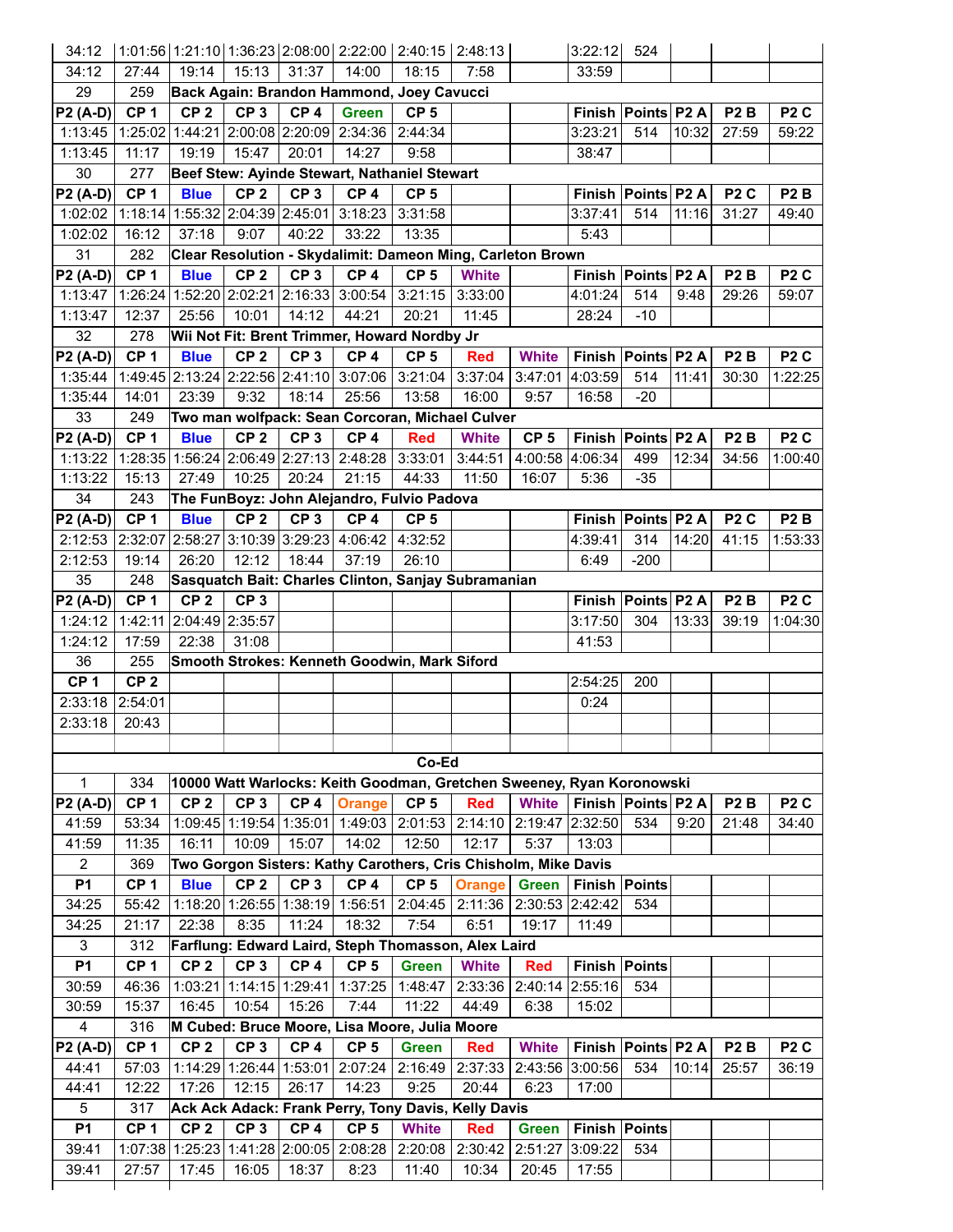| | | | | | | | | | | | | | |
|---|---|---|---|---|---|---|---|---|---|---|---|---|---|
| 34:12 | 1:01:56 | 1:21:10 | 1:36:23 | 2:08:00 | 2:22:00 | 2:40:15 | 2:48:13 | | 3:22:12 | 524 | | | |
| 34:12 | 27:44 | 19:14 | 15:13 | 31:37 | 14:00 | 18:15 | 7:58 | | 33:59 | | | | |
| 29 | 259 | **Back Again: Brandon Hammond, Joey Cavucci** | | | | | | | | | | | |
| **P2 (A-D)** | **CP 1** | **CP 2** | **CP 3** | **CP 4** | **Green** | **CP 5** | | | **Finish** | **Points** | **P2 A** | **P2 B** | **P2 C** |
| 1:13:45 | 1:25:02 | 1:44:21 | 2:00:08 | 2:20:09 | 2:34:36 | 2:44:34 | | | 3:23:21 | 514 | 10:32 | 27:59 | 59:22 |
| 1:13:45 | 11:17 | 19:19 | 15:47 | 20:01 | 14:27 | 9:58 | | | 38:47 | | | | |
| 30 | 277 | **Beef Stew: Ayinde Stewart, Nathaniel Stewart** | | | | | | | | | | | |
| **P2 (A-D)** | **CP 1** | **Blue** | **CP 2** | **CP 3** | **CP 4** | **CP 5** | | | **Finish** | **Points** | **P2 A** | **P2 C** | **P2 B** |
| 1:02:02 | 1:18:14 | 1:55:32 | 2:04:39 | 2:45:01 | 3:18:23 | 3:31:58 | | | 3:37:41 | 514 | 11:16 | 31:27 | 49:40 |
| 1:02:02 | 16:12 | 37:18 | 9:07 | 40:22 | 33:22 | 13:35 | | | 5:43 | | | | |
| 31 | 282 | **Clear Resolution - Skydalimit: Dameon Ming, Carleton Brown** | | | | | | | | | | | |
| **P2 (A-D)** | **CP 1** | **Blue** | **CP 2** | **CP 3** | **CP 4** | **CP 5** | **White** | | **Finish** | **Points** | **P2 A** | **P2 B** | **P2 C** |
| 1:13:47 | 1:26:24 | 1:52:20 | 2:02:21 | 2:16:33 | 3:00:54 | 3:21:15 | 3:33:00 | | 4:01:24 | 514 | 9:48 | 29:26 | 59:07 |
| 1:13:47 | 12:37 | 25:56 | 10:01 | 14:12 | 44:21 | 20:21 | 11:45 | | 28:24 | -10 | | | |
| 32 | 278 | **Wii Not Fit: Brent Trimmer, Howard Nordby Jr** | | | | | | | | | | | |
| **P2 (A-D)** | **CP 1** | **Blue** | **CP 2** | **CP 3** | **CP 4** | **CP 5** | **Red** | **White** | **Finish** | **Points** | **P2 A** | **P2 B** | **P2 C** |
| 1:35:44 | 1:49:45 | 2:13:24 | 2:22:56 | 2:41:10 | 3:07:06 | 3:21:04 | 3:37:04 | 3:47:01 | 4:03:59 | 514 | 11:41 | 30:30 | 1:22:25 |
| 1:35:44 | 14:01 | 23:39 | 9:32 | 18:14 | 25:56 | 13:58 | 16:00 | 9:57 | 16:58 | -20 | | | |
| 33 | 249 | **Two man wolfpack: Sean Corcoran, Michael Culver** | | | | | | | | | | | |
| **P2 (A-D)** | **CP 1** | **Blue** | **CP 2** | **CP 3** | **CP 4** | **Red** | **White** | **CP 5** | **Finish** | **Points** | **P2 A** | **P2 B** | **P2 C** |
| 1:13:22 | 1:28:35 | 1:56:24 | 2:06:49 | 2:27:13 | 2:48:28 | 3:33:01 | 3:44:51 | 4:00:58 | 4:06:34 | 499 | 12:34 | 34:56 | 1:00:40 |
| 1:13:22 | 15:13 | 27:49 | 10:25 | 20:24 | 21:15 | 44:33 | 11:50 | 16:07 | 5:36 | -35 | | | |
| 34 | 243 | **The FunBoyz: John Alejandro, Fulvio Padova** | | | | | | | | | | | |
| **P2 (A-D)** | **CP 1** | **Blue** | **CP 2** | **CP 3** | **CP 4** | **CP 5** | | | **Finish** | **Points** | **P2 A** | **P2 C** | **P2 B** |
| 2:12:53 | 2:32:07 | 2:58:27 | 3:10:39 | 3:29:23 | 4:06:42 | 4:32:52 | | | 4:39:41 | 314 | 14:20 | 41:15 | 1:53:33 |
| 2:12:53 | 19:14 | 26:20 | 12:12 | 18:44 | 37:19 | 26:10 | | | 6:49 | -200 | | | |
| 35 | 248 | **Sasquatch Bait: Charles Clinton, Sanjay Subramanian** | | | | | | | | | | | |
| **P2 (A-D)** | **CP 1** | **CP 2** | **CP 3** | | | | | | **Finish** | **Points** | **P2 A** | **P2 B** | **P2 C** |
| 1:24:12 | 1:42:11 | 2:04:49 | 2:35:57 | | | | | | 3:17:50 | 304 | 13:33 | 39:19 | 1:04:30 |
| 1:24:12 | 17:59 | 22:38 | 31:08 | | | | | | 41:53 | | | | |
| 36 | 255 | **Smooth Strokes: Kenneth Goodwin, Mark Siford** | | | | | | | | | | | |
| **CP 1** | **CP 2** | | | | | | | | 2:54:25 | 200 | | | |
| 2:33:18 | 2:54:01 | | | | | | | | 0:24 | | | | |
| 2:33:18 | 20:43 | | | | | | | | | | | | |
| | | | | | | | | | | | | | |
| | | | | | | **Co-Ed** | | | | | | | |
| 1 | 334 | **10000 Watt Warlocks: Keith Goodman, Gretchen Sweeney, Ryan Koronowski** | | | | | | | | | | | |
| **P2 (A-D)** | **CP 1** | **CP 2** | **CP 3** | **CP 4** | **Orange** | **CP 5** | **Red** | **White** | **Finish** | **Points** | **P2 A** | **P2 B** | **P2 C** |
| 41:59 | 53:34 | 1:09:45 | 1:19:54 | 1:35:01 | 1:49:03 | 2:01:53 | 2:14:10 | 2:19:47 | 2:32:50 | 534 | 9:20 | 21:48 | 34:40 |
| 41:59 | 11:35 | 16:11 | 10:09 | 15:07 | 14:02 | 12:50 | 12:17 | 5:37 | 13:03 | | | | |
| 2 | 369 | **Two Gorgon Sisters: Kathy Carothers, Cris Chisholm, Mike Davis** | | | | | | | | | | | |
| **P1** | **CP 1** | **Blue** | **CP 2** | **CP 3** | **CP 4** | **CP 5** | **Orange** | **Green** | **Finish** | **Points** | | | |
| 34:25 | 55:42 | 1:18:20 | 1:26:55 | 1:38:19 | 1:56:51 | 2:04:45 | 2:11:36 | 2:30:53 | 2:42:42 | 534 | | | |
| 34:25 | 21:17 | 22:38 | 8:35 | 11:24 | 18:32 | 7:54 | 6:51 | 19:17 | 11:49 | | | | |
| 3 | 312 | **Farflung: Edward Laird, Steph Thomasson, Alex Laird** | | | | | | | | | | | |
| **P1** | **CP 1** | **CP 2** | **CP 3** | **CP 4** | **CP 5** | **Green** | **White** | **Red** | **Finish** | **Points** | | | |
| 30:59 | 46:36 | 1:03:21 | 1:14:15 | 1:29:41 | 1:37:25 | 1:48:47 | 2:33:36 | 2:40:14 | 2:55:16 | 534 | | | |
| 30:59 | 15:37 | 16:45 | 10:54 | 15:26 | 7:44 | 11:22 | 44:49 | 6:38 | 15:02 | | | | |
| 4 | 316 | **M Cubed: Bruce Moore, Lisa Moore, Julia Moore** | | | | | | | | | | | |
| **P2 (A-D)** | **CP 1** | **CP 2** | **CP 3** | **CP 4** | **CP 5** | **Green** | **Red** | **White** | **Finish** | **Points** | **P2 A** | **P2 B** | **P2 C** |
| 44:41 | 57:03 | 1:14:29 | 1:26:44 | 1:53:01 | 2:07:24 | 2:16:49 | 2:37:33 | 2:43:56 | 3:00:56 | 534 | 10:14 | 25:57 | 36:19 |
| 44:41 | 12:22 | 17:26 | 12:15 | 26:17 | 14:23 | 9:25 | 20:44 | 6:23 | 17:00 | | | | |
| 5 | 317 | **Ack Ack Adack: Frank Perry, Tony Davis, Kelly Davis** | | | | | | | | | | | |
| **P1** | **CP 1** | **CP 2** | **CP 3** | **CP 4** | **CP 5** | **White** | **Red** | **Green** | **Finish** | **Points** | | | |
| 39:41 | 1:07:38 | 1:25:23 | 1:41:28 | 2:00:05 | 2:08:28 | 2:20:08 | 2:30:42 | 2:51:27 | 3:09:22 | 534 | | | |
| 39:41 | 27:57 | 17:45 | 16:05 | 18:37 | 8:23 | 11:40 | 10:34 | 20:45 | 17:55 | | | | |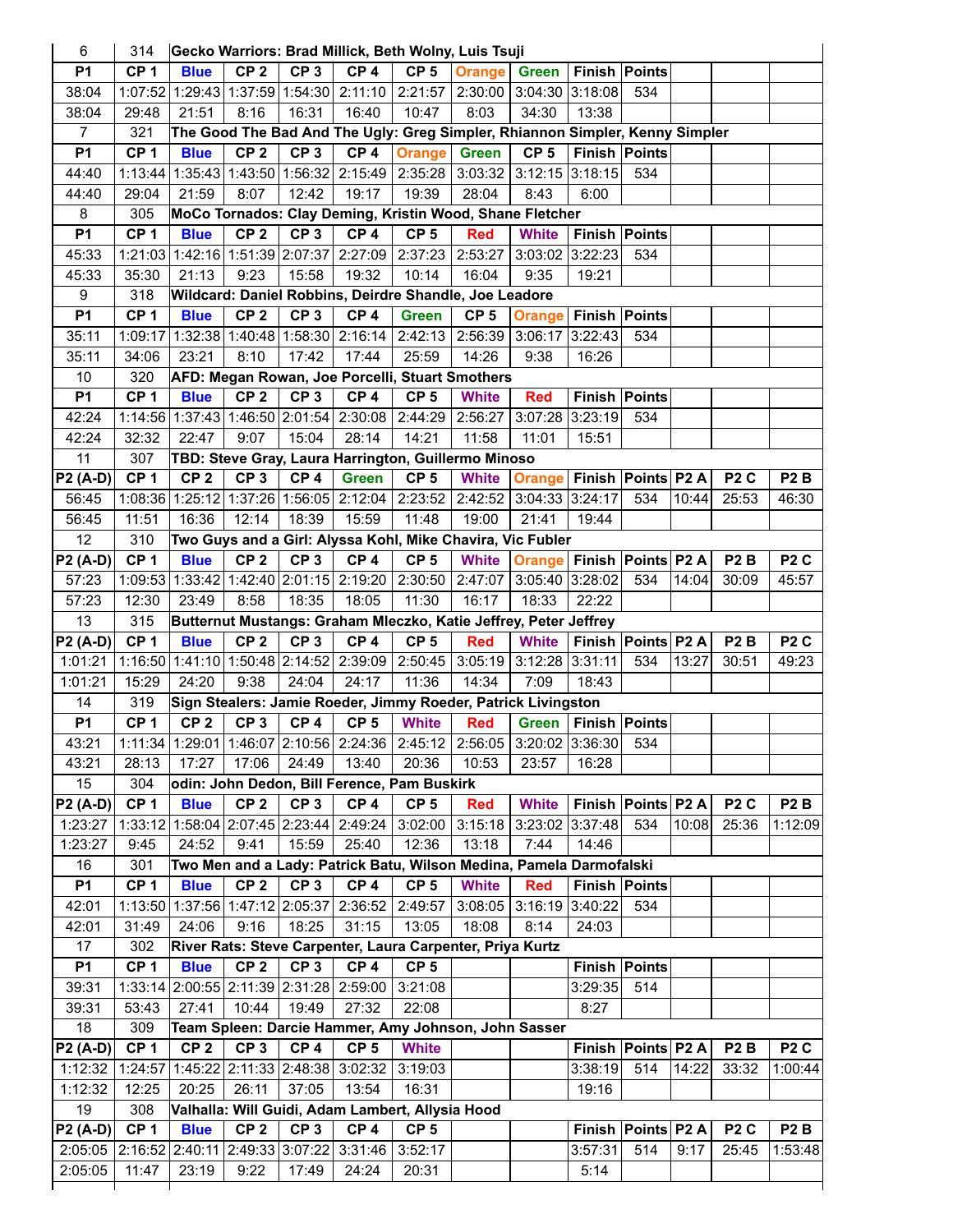| 6 | 314 | Gecko Warriors: Brad Millick, Beth Wolny, Luis Tsuji | | | | | | | | | | | |
|---|---|---|---|---|---|---|---|---|---|---|---|---|---|
| **P1** | **CP 1** | **Blue** | **CP 2** | **CP 3** | **CP 4** | **CP 5** | **Orange** | **Green** | **Finish** | **Points** | | | |
| 38:04 | 1:07:52 | 1:29:43 | 1:37:59 | 1:54:30 | 2:11:10 | 2:21:57 | 2:30:00 | 3:04:30 | 3:18:08 | 534 | | | |
| 38:04 | 29:48 | 21:51 | 8:16 | 16:31 | 16:40 | 10:47 | 8:03 | 34:30 | 13:38 | | | | |
| 7 | 321 | **The Good The Bad And The Ugly: Greg Simpler, Rhiannon Simpler, Kenny Simpler** | | | | | | | | | | | |
| **P1** | **CP 1** | **Blue** | **CP 2** | **CP 3** | **CP 4** | **Orange** | **Green** | **CP 5** | **Finish** | **Points** | | | |
| 44:40 | 1:13:44 | 1:35:43 | 1:43:50 | 1:56:32 | 2:15:49 | 2:35:28 | 3:03:32 | 3:12:15 | 3:18:15 | 534 | | | |
| 44:40 | 29:04 | 21:59 | 8:07 | 12:42 | 19:17 | 19:39 | 28:04 | 8:43 | 6:00 | | | | |
| 8 | 305 | **MoCo Tornados: Clay Deming, Kristin Wood, Shane Fletcher** | | | | | | | | | | | |
| **P1** | **CP 1** | **Blue** | **CP 2** | **CP 3** | **CP 4** | **CP 5** | **Red** | **White** | **Finish** | **Points** | | | |
| 45:33 | 1:21:03 | 1:42:16 | 1:51:39 | 2:07:37 | 2:27:09 | 2:37:23 | 2:53:27 | 3:03:02 | 3:22:23 | 534 | | | |
| 45:33 | 35:30 | 21:13 | 9:23 | 15:58 | 19:32 | 10:14 | 16:04 | 9:35 | 19:21 | | | | |
| 9 | 318 | **Wildcard: Daniel Robbins, Deirdre Shandle, Joe Leadore** | | | | | | | | | | | |
| **P1** | **CP 1** | **Blue** | **CP 2** | **CP 3** | **CP 4** | **Green** | **CP 5** | **Orange** | **Finish** | **Points** | | | |
| 35:11 | 1:09:17 | 1:32:38 | 1:40:48 | 1:58:30 | 2:16:14 | 2:42:13 | 2:56:39 | 3:06:17 | 3:22:43 | 534 | | | |
| 35:11 | 34:06 | 23:21 | 8:10 | 17:42 | 17:44 | 25:59 | 14:26 | 9:38 | 16:26 | | | | |
| 10 | 320 | **AFD: Megan Rowan, Joe Porcelli, Stuart Smothers** | | | | | | | | | | | |
| **P1** | **CP 1** | **Blue** | **CP 2** | **CP 3** | **CP 4** | **CP 5** | **White** | **Red** | **Finish** | **Points** | | | |
| 42:24 | 1:14:56 | 1:37:43 | 1:46:50 | 2:01:54 | 2:30:08 | 2:44:29 | 2:56:27 | 3:07:28 | 3:23:19 | 534 | | | |
| 42:24 | 32:32 | 22:47 | 9:07 | 15:04 | 28:14 | 14:21 | 11:58 | 11:01 | 15:51 | | | | |
| 11 | 307 | **TBD: Steve Gray, Laura Harrington, Guillermo Minoso** | | | | | | | | | | | |
| **P2 (A-D)** | **CP 1** | **CP 2** | **CP 3** | **CP 4** | **Green** | **CP 5** | **White** | **Orange** | **Finish** | **Points** | **P2 A** | **P2 C** | **P2 B** |
| 56:45 | 1:08:36 | 1:25:12 | 1:37:26 | 1:56:05 | 2:12:04 | 2:23:52 | 2:42:52 | 3:04:33 | 3:24:17 | 534 | 10:44 | 25:53 | 46:30 |
| 56:45 | 11:51 | 16:36 | 12:14 | 18:39 | 15:59 | 11:48 | 19:00 | 21:41 | 19:44 | | | | |
| 12 | 310 | **Two Guys and a Girl: Alyssa Kohl, Mike Chavira, Vic Fubler** | | | | | | | | | | | |
| **P2 (A-D)** | **CP 1** | **Blue** | **CP 2** | **CP 3** | **CP 4** | **CP 5** | **White** | **Orange** | **Finish** | **Points** | **P2 A** | **P2 B** | **P2 C** |
| 57:23 | 1:09:53 | 1:33:42 | 1:42:40 | 2:01:15 | 2:19:20 | 2:30:50 | 2:47:07 | 3:05:40 | 3:28:02 | 534 | 14:04 | 30:09 | 45:57 |
| 57:23 | 12:30 | 23:49 | 8:58 | 18:35 | 18:05 | 11:30 | 16:17 | 18:33 | 22:22 | | | | |
| 13 | 315 | **Butternut Mustangs: Graham Mleczko, Katie Jeffrey, Peter Jeffrey** | | | | | | | | | | | |
| **P2 (A-D)** | **CP 1** | **Blue** | **CP 2** | **CP 3** | **CP 4** | **CP 5** | **Red** | **White** | **Finish** | **Points** | **P2 A** | **P2 B** | **P2 C** |
| 1:01:21 | 1:16:50 | 1:41:10 | 1:50:48 | 2:14:52 | 2:39:09 | 2:50:45 | 3:05:19 | 3:12:28 | 3:31:11 | 534 | 13:27 | 30:51 | 49:23 |
| 1:01:21 | 15:29 | 24:20 | 9:38 | 24:04 | 24:17 | 11:36 | 14:34 | 7:09 | 18:43 | | | | |
| 14 | 319 | **Sign Stealers: Jamie Roeder, Jimmy Roeder, Patrick Livingston** | | | | | | | | | | | |
| **P1** | **CP 1** | **CP 2** | **CP 3** | **CP 4** | **CP 5** | **White** | **Red** | **Green** | **Finish** | **Points** | | | |
| 43:21 | 1:11:34 | 1:29:01 | 1:46:07 | 2:10:56 | 2:24:36 | 2:45:12 | 2:56:05 | 3:20:02 | 3:36:30 | 534 | | | |
| 43:21 | 28:13 | 17:27 | 17:06 | 24:49 | 13:40 | 20:36 | 10:53 | 23:57 | 16:28 | | | | |
| 15 | 304 | **odin: John Dedon, Bill Ference, Pam Buskirk** | | | | | | | | | | | |
| **P2 (A-D)** | **CP 1** | **Blue** | **CP 2** | **CP 3** | **CP 4** | **CP 5** | **Red** | **White** | **Finish** | **Points** | **P2 A** | **P2 C** | **P2 B** |
| 1:23:27 | 1:33:12 | 1:58:04 | 2:07:45 | 2:23:44 | 2:49:24 | 3:02:00 | 3:15:18 | 3:23:02 | 3:37:48 | 534 | 10:08 | 25:36 | 1:12:09 |
| 1:23:27 | 9:45 | 24:52 | 9:41 | 15:59 | 25:40 | 12:36 | 13:18 | 7:44 | 14:46 | | | | |
| 16 | 301 | **Two Men and a Lady: Patrick Batu, Wilson Medina, Pamela Darmofalski** | | | | | | | | | | | |
| **P1** | **CP 1** | **Blue** | **CP 2** | **CP 3** | **CP 4** | **CP 5** | **White** | **Red** | **Finish** | **Points** | | | |
| 42:01 | 1:13:50 | 1:37:56 | 1:47:12 | 2:05:37 | 2:36:52 | 2:49:57 | 3:08:05 | 3:16:19 | 3:40:22 | 534 | | | |
| 42:01 | 31:49 | 24:06 | 9:16 | 18:25 | 31:15 | 13:05 | 18:08 | 8:14 | 24:03 | | | | |
| 17 | 302 | **River Rats: Steve Carpenter, Laura Carpenter, Priya Kurtz** | | | | | | | | | | | |
| **P1** | **CP 1** | **Blue** | **CP 2** | **CP 3** | **CP 4** | **CP 5** | | | **Finish** | **Points** | | | |
| 39:31 | 1:33:14 | 2:00:55 | 2:11:39 | 2:31:28 | 2:59:00 | 3:21:08 | | | 3:29:35 | 514 | | | |
| 39:31 | 53:43 | 27:41 | 10:44 | 19:49 | 27:32 | 22:08 | | | 8:27 | | | | |
| 18 | 309 | **Team Spleen: Darcie Hammer, Amy Johnson, John Sasser** | | | | | | | | | | | |
| **P2 (A-D)** | **CP 1** | **CP 2** | **CP 3** | **CP 4** | **CP 5** | **White** | | | **Finish** | **Points** | **P2 A** | **P2 B** | **P2 C** |
| 1:12:32 | 1:24:57 | 1:45:22 | 2:11:33 | 2:48:38 | 3:02:32 | 3:19:03 | | | 3:38:19 | 514 | 14:22 | 33:32 | 1:00:44 |
| 1:12:32 | 12:25 | 20:25 | 26:11 | 37:05 | 13:54 | 16:31 | | | 19:16 | | | | |
| 19 | 308 | **Valhalla: Will Guidi, Adam Lambert, Allysia Hood** | | | | | | | | | | | |
| **P2 (A-D)** | **CP 1** | **Blue** | **CP 2** | **CP 3** | **CP 4** | **CP 5** | | | **Finish** | **Points** | **P2 A** | **P2 C** | **P2 B** |
| 2:05:05 | 2:16:52 | 2:40:11 | 2:49:33 | 3:07:22 | 3:31:46 | 3:52:17 | | | 3:57:31 | 514 | 9:17 | 25:45 | 1:53:48 |
| 2:05:05 | 11:47 | 23:19 | 9:22 | 17:49 | 24:24 | 20:31 | | | 5:14 | | | | |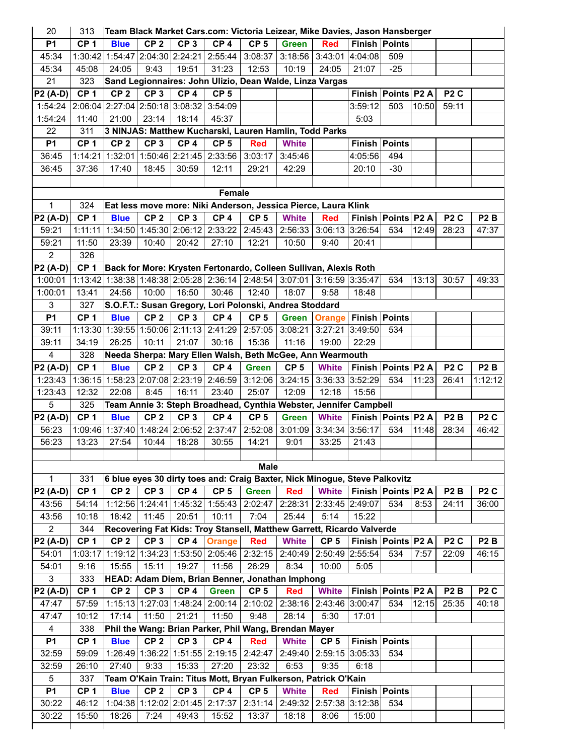| | | | | | | | | | | | | |
|---|---|---|---|---|---|---|---|---|---|---|---|---|
| 20 | 313 | Team Black Market Cars.com: Victoria Leizear, Mike Davies, Jason Hansberger | | | | | | | | | | |
| P1 | CP 1 | Blue | CP 2 | CP 3 | CP 4 | CP 5 | Green | Red | Finish | Points | | |
| 45:34 | 1:30:42 | 1:54:47 | 2:04:30 | 2:24:21 | 2:55:44 | 3:08:37 | 3:18:56 | 3:43:01 | 4:04:08 | 509 | | |
| 45:34 | 45:08 | 24:05 | 9:43 | 19:51 | 31:23 | 12:53 | 10:19 | 24:05 | 21:07 | -25 | | |
| 21 | 323 | Sand Legionnaires: John Ulizio, Dean Walde, Linza Vargas | | | | | | | | | | |
| P2 (A-D) | CP 1 | CP 2 | CP 3 | CP 4 | CP 5 | | | | Finish | Points | P2 A | P2 C |
| 1:54:24 | 2:06:04 | 2:27:04 | 2:50:18 | 3:08:32 | 3:54:09 | | | | 3:59:12 | 503 | 10:50 | 59:11 |
| 1:54:24 | 11:40 | 21:00 | 23:14 | 18:14 | 45:37 | | | | 5:03 | | | |
| 22 | 311 | 3 NINJAS: Matthew Kucharski, Lauren Hamlin, Todd Parks | | | | | | | | | | |
| P1 | CP 1 | CP 2 | CP 3 | CP 4 | CP 5 | Red | White | | Finish | Points | | |
| 36:45 | 1:14:21 | 1:32:01 | 1:50:46 | 2:21:45 | 2:33:56 | 3:03:17 | 3:45:46 | | 4:05:56 | 494 | | |
| 36:45 | 37:36 | 17:40 | 18:45 | 30:59 | 12:11 | 29:21 | 42:29 | | 20:10 | -30 | | |

## Female

| | | | | | | | | | | | | |
|---|---|---|---|---|---|---|---|---|---|---|---|---|
| 1 | 324 | Eat less move more: Niki Anderson, Jessica Pierce, Laura Klink | | | | | | | | | | |
| P2 (A-D) | CP 1 | Blue | CP 2 | CP 3 | CP 4 | CP 5 | White | Red | Finish | Points | P2 A | P2 C | P2 B |
| 59:21 | 1:11:11 | 1:34:50 | 1:45:30 | 2:06:12 | 2:33:22 | 2:45:43 | 2:56:33 | 3:06:13 | 3:26:54 | 534 | 12:49 | 28:23 | 47:37 |
| 59:21 | 11:50 | 23:39 | 10:40 | 20:42 | 27:10 | 12:21 | 10:50 | 9:40 | 20:41 | | | | |
| 2 | 326 | | | | | | | | | | | | |
| P2 (A-D) | CP 1 | Back for More: Krysten Fertonardo, Colleen Sullivan, Alexis Roth | | | | | | | | | | | |
| 1:00:01 | 1:13:42 | 1:38:38 | 1:48:38 | 2:05:28 | 2:36:14 | 2:48:54 | 3:07:01 | 3:16:59 | 3:35:47 | 534 | 13:13 | 30:57 | 49:33 |
| 1:00:01 | 13:41 | 24:56 | 10:00 | 16:50 | 30:46 | 12:40 | 18:07 | 9:58 | 18:48 | | | | |
| 3 | 327 | S.O.F.T.: Susan Gregory, Lori Polonski, Andrea Stoddard | | | | | | | | | | | |
| P1 | CP 1 | Blue | CP 2 | CP 3 | CP 4 | CP 5 | Green | Orange | Finish | Points | | | |
| 39:11 | 1:13:30 | 1:39:55 | 1:50:06 | 2:11:13 | 2:41:29 | 2:57:05 | 3:08:21 | 3:27:21 | 3:49:50 | 534 | | | |
| 39:11 | 34:19 | 26:25 | 10:11 | 21:07 | 30:16 | 15:36 | 11:16 | 19:00 | 22:29 | | | | |
| 4 | 328 | Needa Sherpa: Mary Ellen Walsh, Beth McGee, Ann Wearmouth | | | | | | | | | | | |
| P2 (A-D) | CP 1 | Blue | CP 2 | CP 3 | CP 4 | Green | CP 5 | White | Finish | Points | P2 A | P2 C | P2 B |
| 1:23:43 | 1:36:15 | 1:58:23 | 2:07:08 | 2:23:19 | 2:46:59 | 3:12:06 | 3:24:15 | 3:36:33 | 3:52:29 | 534 | 11:23 | 26:41 | 1:12:12 |
| 1:23:43 | 12:32 | 22:08 | 8:45 | 16:11 | 23:40 | 25:07 | 12:09 | 12:18 | 15:56 | | | | |
| 5 | 325 | Team Annie 3: Steph Broadhead, Cynthia Webster, Jennifer Campbell | | | | | | | | | | | |
| P2 (A-D) | CP 1 | Blue | CP 2 | CP 3 | CP 4 | CP 5 | Green | White | Finish | Points | P2 A | P2 B | P2 C |
| 56:23 | 1:09:46 | 1:37:40 | 1:48:24 | 2:06:52 | 2:37:47 | 2:52:08 | 3:01:09 | 3:34:34 | 3:56:17 | 534 | 11:48 | 28:34 | 46:42 |
| 56:23 | 13:23 | 27:54 | 10:44 | 18:28 | 30:55 | 14:21 | 9:01 | 33:25 | 21:43 | | | | |

## Male

| | | | | | | | | | | | | | |
|---|---|---|---|---|---|---|---|---|---|---|---|---|---|
| 1 | 331 | 6 blue eyes 30 dirty toes and: Craig Baxter, Nick Minogue, Steve Palkovitz | | | | | | | | | | | |
| P2 (A-D) | CP 1 | CP 2 | CP 3 | CP 4 | CP 5 | Green | Red | White | Finish | Points | P2 A | P2 B | P2 C |
| 43:56 | 54:14 | 1:12:56 | 1:24:41 | 1:45:32 | 1:55:43 | 2:02:47 | 2:28:31 | 2:33:45 | 2:49:07 | 534 | 8:53 | 24:11 | 36:00 |
| 43:56 | 10:18 | 18:42 | 11:45 | 20:51 | 10:11 | 7:04 | 25:44 | 5:14 | 15:22 | | | | |
| 2 | 344 | Recovering Fat Kids: Troy Stansell, Matthew Garrett, Ricardo Valverde | | | | | | | | | | | |
| P2 (A-D) | CP 1 | CP 2 | CP 3 | CP 4 | Orange | Red | White | CP 5 | Finish | Points | P2 A | P2 C | P2 B |
| 54:01 | 1:03:17 | 1:19:12 | 1:34:23 | 1:53:50 | 2:05:46 | 2:32:15 | 2:40:49 | 2:50:49 | 2:55:54 | 534 | 7:57 | 22:09 | 46:15 |
| 54:01 | 9:16 | 15:55 | 15:11 | 19:27 | 11:56 | 26:29 | 8:34 | 10:00 | 5:05 | | | | |
| 3 | 333 | HEAD: Adam Diem, Brian Benner, Jonathan Imphong | | | | | | | | | | | |
| P2 (A-D) | CP 1 | CP 2 | CP 3 | CP 4 | Green | CP 5 | Red | White | Finish | Points | P2 A | P2 B | P2 C |
| 47:47 | 57:59 | 1:15:13 | 1:27:03 | 1:48:24 | 2:00:14 | 2:10:02 | 2:38:16 | 2:43:46 | 3:00:47 | 534 | 12:15 | 25:35 | 40:18 |
| 47:47 | 10:12 | 17:14 | 11:50 | 21:21 | 11:50 | 9:48 | 28:14 | 5:30 | 17:01 | | | | |
| 4 | 338 | Phil the Wang: Brian Parker, Phil Wang, Brendan Mayer | | | | | | | | | | | |
| P1 | CP 1 | Blue | CP 2 | CP 3 | CP 4 | Red | White | CP 5 | Finish | Points | | | |
| 32:59 | 59:09 | 1:26:49 | 1:36:22 | 1:51:55 | 2:19:15 | 2:42:47 | 2:49:40 | 2:59:15 | 3:05:33 | 534 | | | |
| 32:59 | 26:10 | 27:40 | 9:33 | 15:33 | 27:20 | 23:32 | 6:53 | 9:35 | 6:18 | | | | |
| 5 | 337 | Team O'Kain Train: Titus Mott, Bryan Fulkerson, Patrick O'Kain | | | | | | | | | | | |
| P1 | CP 1 | Blue | CP 2 | CP 3 | CP 4 | CP 5 | White | Red | Finish | Points | | | |
| 30:22 | 46:12 | 1:04:38 | 1:12:02 | 2:01:45 | 2:17:37 | 2:31:14 | 2:49:32 | 2:57:38 | 3:12:38 | 534 | | | |
| 30:22 | 15:50 | 18:26 | 7:24 | 49:43 | 15:52 | 13:37 | 18:18 | 8:06 | 15:00 | | | | |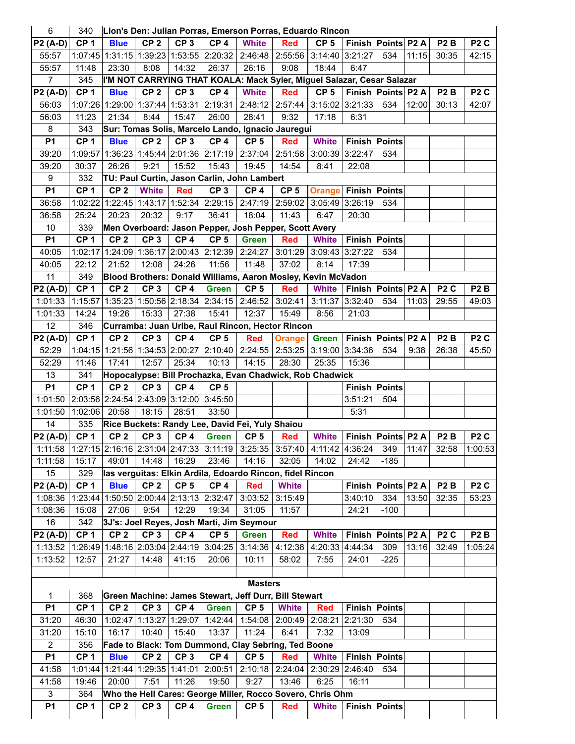| | | | | | | | | | | | | | |
|---|---|---|---|---|---|---|---|---|---|---|---|---|---|
| 6 | 340 | Lion's Den: Julian Porras, Emerson Porras, Eduardo Rincon | | | | | | | | | | | |
| P2 (A-D) | CP 1 | Blue | CP 2 | CP 3 | CP 4 | White | Red | CP 5 | Finish | Points | P2 A | P2 B | P2 C |
| 55:57 | 1:07:45 | 1:31:15 | 1:39:23 | 1:53:55 | 2:20:32 | 2:46:48 | 2:55:56 | 3:14:40 | 3:21:27 | 534 | 11:15 | 30:35 | 42:15 |
| 55:57 | 11:48 | 23:30 | 8:08 | 14:32 | 26:37 | 26:16 | 9:08 | 18:44 | 6:47 | | | | |
| 7 | 345 | I'M NOT CARRYING THAT KOALA: Mack Syler, Miguel Salazar, Cesar Salazar | | | | | | | | | | | |
| P2 (A-D) | CP 1 | Blue | CP 2 | CP 3 | CP 4 | White | Red | CP 5 | Finish | Points | P2 A | P2 B | P2 C |
| 56:03 | 1:07:26 | 1:29:00 | 1:37:44 | 1:53:31 | 2:19:31 | 2:48:12 | 2:57:44 | 3:15:02 | 3:21:33 | 534 | 12:00 | 30:13 | 42:07 |
| 56:03 | 11:23 | 21:34 | 8:44 | 15:47 | 26:00 | 28:41 | 9:32 | 17:18 | 6:31 | | | | |
| 8 | 343 | Sur: Tomas Solis, Marcelo Lando, Ignacio Jauregui | | | | | | | | | | | |
| P1 | CP 1 | Blue | CP 2 | CP 3 | CP 4 | CP 5 | Red | White | Finish | Points | | | |
| 39:20 | 1:09:57 | 1:36:23 | 1:45:44 | 2:01:36 | 2:17:19 | 2:37:04 | 2:51:58 | 3:00:39 | 3:22:47 | 534 | | | |
| 39:20 | 30:37 | 26:26 | 9:21 | 15:52 | 15:43 | 19:45 | 14:54 | 8:41 | 22:08 | | | | |
| 9 | 332 | TU: Paul Curtin, Jason Carlin, John Lambert | | | | | | | | | | | |
| P1 | CP 1 | CP 2 | White | Red | CP 3 | CP 4 | CP 5 | Orange | Finish | Points | | | |
| 36:58 | 1:02:22 | 1:22:45 | 1:43:17 | 1:52:34 | 2:29:15 | 2:47:19 | 2:59:02 | 3:05:49 | 3:26:19 | 534 | | | |
| 36:58 | 25:24 | 20:23 | 20:32 | 9:17 | 36:41 | 18:04 | 11:43 | 6:47 | 20:30 | | | | |
| 10 | 339 | Men Overboard: Jason Pepper, Josh Pepper, Scott Avery | | | | | | | | | | | |
| P1 | CP 1 | CP 2 | CP 3 | CP 4 | CP 5 | Green | Red | White | Finish | Points | | | |
| 40:05 | 1:02:17 | 1:24:09 | 1:36:17 | 2:00:43 | 2:12:39 | 2:24:27 | 3:01:29 | 3:09:43 | 3:27:22 | 534 | | | |
| 40:05 | 22:12 | 21:52 | 12:08 | 24:26 | 11:56 | 11:48 | 37:02 | 8:14 | 17:39 | | | | |
| 11 | 349 | Blood Brothers: Donald Williams, Aaron Mosley, Kevin McVadon | | | | | | | | | | | |
| P2 (A-D) | CP 1 | CP 2 | CP 3 | CP 4 | Green | CP 5 | Red | White | Finish | Points | P2 A | P2 C | P2 B |
| 1:01:33 | 1:15:57 | 1:35:23 | 1:50:56 | 2:18:34 | 2:34:15 | 2:46:52 | 3:02:41 | 3:11:37 | 3:32:40 | 534 | 11:03 | 29:55 | 49:03 |
| 1:01:33 | 14:24 | 19:26 | 15:33 | 27:38 | 15:41 | 12:37 | 15:49 | 8:56 | 21:03 | | | | |
| 12 | 346 | Curramba: Juan Uribe, Raul Rincon, Hector Rincon | | | | | | | | | | | |
| P2 (A-D) | CP 1 | CP 2 | CP 3 | CP 4 | CP 5 | Red | Orange | Green | Finish | Points | P2 A | P2 B | P2 C |
| 52:29 | 1:04:15 | 1:21:56 | 1:34:53 | 2:00:27 | 2:10:40 | 2:24:55 | 2:53:25 | 3:19:00 | 3:34:36 | 534 | 9:38 | 26:38 | 45:50 |
| 52:29 | 11:46 | 17:41 | 12:57 | 25:34 | 10:13 | 14:15 | 28:30 | 25:35 | 15:36 | | | | |
| 13 | 341 | Hopocalypse: Bill Prochazka, Evan Chadwick, Rob Chadwick | | | | | | | | | | | |
| P1 | CP 1 | CP 2 | CP 3 | CP 4 | CP 5 | | | | Finish | Points | | | |
| 1:01:50 | 2:03:56 | 2:24:54 | 2:43:09 | 3:12:00 | 3:45:50 | | | | 3:51:21 | 504 | | | |
| 1:01:50 | 1:02:06 | 20:58 | 18:15 | 28:51 | 33:50 | | | | 5:31 | | | | |
| 14 | 335 | Rice Buckets: Randy Lee, David Fei, Yuly Shaiou | | | | | | | | | | | |
| P2 (A-D) | CP 1 | CP 2 | CP 3 | CP 4 | Green | CP 5 | Red | White | Finish | Points | P2 A | P2 B | P2 C |
| 1:11:58 | 1:27:15 | 2:16:16 | 2:31:04 | 2:47:33 | 3:11:19 | 3:25:35 | 3:57:40 | 4:11:42 | 4:36:24 | 349 | 11:47 | 32:58 | 1:00:53 |
| 1:11:58 | 15:17 | 49:01 | 14:48 | 16:29 | 23:46 | 14:16 | 32:05 | 14:02 | 24:42 | -185 | | | |
| 15 | 329 | las verguitas: Elkin Ardila, Edoardo Rincon, fidel Rincon | | | | | | | | | | | |
| P2 (A-D) | CP 1 | Blue | CP 2 | CP 5 | CP 4 | Red | White | | Finish | Points | P2 A | P2 B | P2 C |
| 1:08:36 | 1:23:44 | 1:50:50 | 2:00:44 | 2:13:13 | 2:32:47 | 3:03:52 | 3:15:49 | | 3:40:10 | 334 | 13:50 | 32:35 | 53:23 |
| 1:08:36 | 15:08 | 27:06 | 9:54 | 12:29 | 19:34 | 31:05 | 11:57 | | 24:21 | -100 | | | |
| 16 | 342 | 3J's: Joel Reyes, Josh Marti, Jim Seymour | | | | | | | | | | | |
| P2 (A-D) | CP 1 | CP 2 | CP 3 | CP 4 | CP 5 | Green | Red | White | Finish | Points | P2 A | P2 C | P2 B |
| 1:13:52 | 1:26:49 | 1:48:16 | 2:03:04 | 2:44:19 | 3:04:25 | 3:14:36 | 4:12:38 | 4:20:33 | 4:44:34 | 309 | 13:16 | 32:49 | 1:05:24 |
| 1:13:52 | 12:57 | 21:27 | 14:48 | 41:15 | 20:06 | 10:11 | 58:02 | 7:55 | 24:01 | -225 | | | |
| | | | | | | | | | | | | | |
| | | | | | | **Masters** | | | | | | | |
| 1 | 368 | Green Machine: James Stewart, Jeff Durr, Bill Stewart | | | | | | | | | | | |
| P1 | CP 1 | CP 2 | CP 3 | CP 4 | Green | CP 5 | White | Red | Finish | Points | | | |
| 31:20 | 46:30 | 1:02:47 | 1:13:27 | 1:29:07 | 1:42:44 | 1:54:08 | 2:00:49 | 2:08:21 | 2:21:30 | 534 | | | |
| 31:20 | 15:10 | 16:17 | 10:40 | 15:40 | 13:37 | 11:24 | 6:41 | 7:32 | 13:09 | | | | |
| 2 | 356 | Fade to Black: Tom Dummond, Clay Sebring, Ted Boone | | | | | | | | | | | |
| P1 | CP 1 | Blue | CP 2 | CP 3 | CP 4 | CP 5 | Red | White | Finish | Points | | | |
| 41:58 | 1:01:44 | 1:21:44 | 1:29:35 | 1:41:01 | 2:00:51 | 2:10:18 | 2:24:04 | 2:30:29 | 2:46:40 | 534 | | | |
| 41:58 | 19:46 | 20:00 | 7:51 | 11:26 | 19:50 | 9:27 | 13:46 | 6:25 | 16:11 | | | | |
| 3 | 364 | Who the Hell Cares: George Miller, Rocco Sovero, Chris Ohm | | | | | | | | | | | |
| P1 | CP 1 | CP 2 | CP 3 | CP 4 | Green | CP 5 | Red | White | Finish | Points | | | |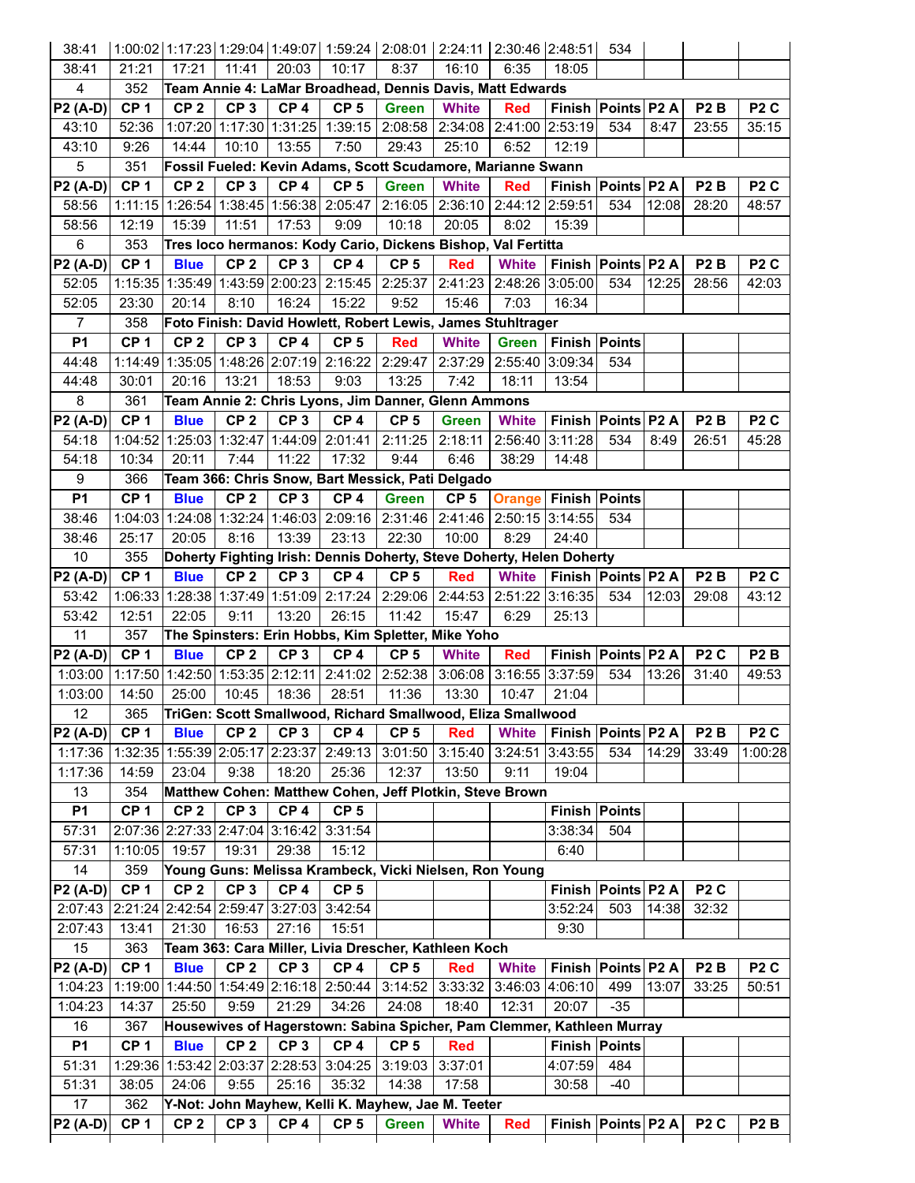| 38:41 | 1:00:02 | 1:17:23 | 1:29:04 | 1:49:07 | 1:59:24 | 2:08:01 | 2:24:11 | 2:30:46 | 2:48:51 | 534 | | | |
|---|---|---|---|---|---|---|---|---|---|---|---|---|---|
| 38:41 | 21:21 | 17:21 | 11:41 | 20:03 | 10:17 | 8:37 | 16:10 | 6:35 | 18:05 | | | | |
| 4 | 352 | Team Annie 4: LaMar Broadhead, Dennis Davis, Matt Edwards | | | | | | | | | | | |
| **P2 (A-D)** | **CP 1** | **CP 2** | **CP 3** | **CP 4** | **CP 5** | **Green** | **White** | **Red** | **Finish** | **Points** | **P2 A** | **P2 B** | **P2 C** |
| 43:10 | 52:36 | 1:07:20 | 1:17:30 | 1:31:25 | 1:39:15 | 2:08:58 | 2:34:08 | 2:41:00 | 2:53:19 | 534 | 8:47 | 23:55 | 35:15 |
| 43:10 | 9:26 | 14:44 | 10:10 | 13:55 | 7:50 | 29:43 | 25:10 | 6:52 | 12:19 | | | | |
| 5 | 351 | Fossil Fueled: Kevin Adams, Scott Scudamore, Marianne Swann | | | | | | | | | | | |
| **P2 (A-D)** | **CP 1** | **CP 2** | **CP 3** | **CP 4** | **CP 5** | **Green** | **White** | **Red** | **Finish** | **Points** | **P2 A** | **P2 B** | **P2 C** |
| 58:56 | 1:11:15 | 1:26:54 | 1:38:45 | 1:56:38 | 2:05:47 | 2:16:05 | 2:36:10 | 2:44:12 | 2:59:51 | 534 | 12:08 | 28:20 | 48:57 |
| 58:56 | 12:19 | 15:39 | 11:51 | 17:53 | 9:09 | 10:18 | 20:05 | 8:02 | 15:39 | | | | |
| 6 | 353 | Tres loco hermanos: Kody Cario, Dickens Bishop, Val Fertitta | | | | | | | | | | | |
| **P2 (A-D)** | **CP 1** | **Blue** | **CP 2** | **CP 3** | **CP 4** | **CP 5** | **Red** | **White** | **Finish** | **Points** | **P2 A** | **P2 B** | **P2 C** |
| 52:05 | 1:15:35 | 1:35:49 | 1:43:59 | 2:00:23 | 2:15:45 | 2:25:37 | 2:41:23 | 2:48:26 | 3:05:00 | 534 | 12:25 | 28:56 | 42:03 |
| 52:05 | 23:30 | 20:14 | 8:10 | 16:24 | 15:22 | 9:52 | 15:46 | 7:03 | 16:34 | | | | |
| 7 | 358 | Foto Finish: David Howlett, Robert Lewis, James Stuhltrager | | | | | | | | | | | |
| **P1** | **CP 1** | **CP 2** | **CP 3** | **CP 4** | **CP 5** | **Red** | **White** | **Green** | **Finish** | **Points** | | | |
| 44:48 | 1:14:49 | 1:35:05 | 1:48:26 | 2:07:19 | 2:16:22 | 2:29:47 | 2:37:29 | 2:55:40 | 3:09:34 | 534 | | | |
| 44:48 | 30:01 | 20:16 | 13:21 | 18:53 | 9:03 | 13:25 | 7:42 | 18:11 | 13:54 | | | | |
| 8 | 361 | Team Annie 2: Chris Lyons, Jim Danner, Glenn Ammons | | | | | | | | | | | |
| **P2 (A-D)** | **CP 1** | **Blue** | **CP 2** | **CP 3** | **CP 4** | **CP 5** | **Green** | **White** | **Finish** | **Points** | **P2 A** | **P2 B** | **P2 C** |
| 54:18 | 1:04:52 | 1:25:03 | 1:32:47 | 1:44:09 | 2:01:41 | 2:11:25 | 2:18:11 | 2:56:40 | 3:11:28 | 534 | 8:49 | 26:51 | 45:28 |
| 54:18 | 10:34 | 20:11 | 7:44 | 11:22 | 17:32 | 9:44 | 6:46 | 38:29 | 14:48 | | | | |
| 9 | 366 | Team 366: Chris Snow, Bart Messick, Pati Delgado | | | | | | | | | | | |
| **P1** | **CP 1** | **Blue** | **CP 2** | **CP 3** | **CP 4** | **Green** | **CP 5** | **Orange** | **Finish** | **Points** | | | |
| 38:46 | 1:04:03 | 1:24:08 | 1:32:24 | 1:46:03 | 2:09:16 | 2:31:46 | 2:41:46 | 2:50:15 | 3:14:55 | 534 | | | |
| 38:46 | 25:17 | 20:05 | 8:16 | 13:39 | 23:13 | 22:30 | 10:00 | 8:29 | 24:40 | | | | |
| 10 | 355 | Doherty Fighting Irish: Dennis Doherty, Steve Doherty, Helen Doherty | | | | | | | | | | | |
| **P2 (A-D)** | **CP 1** | **Blue** | **CP 2** | **CP 3** | **CP 4** | **CP 5** | **Red** | **White** | **Finish** | **Points** | **P2 A** | **P2 B** | **P2 C** |
| 53:42 | 1:06:33 | 1:28:38 | 1:37:49 | 1:51:09 | 2:17:24 | 2:29:06 | 2:44:53 | 2:51:22 | 3:16:35 | 534 | 12:03 | 29:08 | 43:12 |
| 53:42 | 12:51 | 22:05 | 9:11 | 13:20 | 26:15 | 11:42 | 15:47 | 6:29 | 25:13 | | | | |
| 11 | 357 | The Spinsters: Erin Hobbs, Kim Spletter, Mike Yoho | | | | | | | | | | | |
| **P2 (A-D)** | **CP 1** | **Blue** | **CP 2** | **CP 3** | **CP 4** | **CP 5** | **White** | **Red** | **Finish** | **Points** | **P2 A** | **P2 C** | **P2 B** |
| 1:03:00 | 1:17:50 | 1:42:50 | 1:53:35 | 2:12:11 | 2:41:02 | 2:52:38 | 3:06:08 | 3:16:55 | 3:37:59 | 534 | 13:26 | 31:40 | 49:53 |
| 1:03:00 | 14:50 | 25:00 | 10:45 | 18:36 | 28:51 | 11:36 | 13:30 | 10:47 | 21:04 | | | | |
| 12 | 365 | TriGen: Scott Smallwood, Richard Smallwood, Eliza Smallwood | | | | | | | | | | | |
| **P2 (A-D)** | **CP 1** | **Blue** | **CP 2** | **CP 3** | **CP 4** | **CP 5** | **Red** | **White** | **Finish** | **Points** | **P2 A** | **P2 B** | **P2 C** |
| 1:17:36 | 1:32:35 | 1:55:39 | 2:05:17 | 2:23:37 | 2:49:13 | 3:01:50 | 3:15:40 | 3:24:51 | 3:43:55 | 534 | 14:29 | 33:49 | 1:00:28 |
| 1:17:36 | 14:59 | 23:04 | 9:38 | 18:20 | 25:36 | 12:37 | 13:50 | 9:11 | 19:04 | | | | |
| 13 | 354 | Matthew Cohen: Matthew Cohen, Jeff Plotkin, Steve Brown | | | | | | | | | | | |
| **P1** | **CP 1** | **CP 2** | **CP 3** | **CP 4** | **CP 5** | | | | **Finish** | **Points** | | | |
| 57:31 | 2:07:36 | 2:27:33 | 2:47:04 | 3:16:42 | 3:31:54 | | | | 3:38:34 | 504 | | | |
| 57:31 | 1:10:05 | 19:57 | 19:31 | 29:38 | 15:12 | | | | 6:40 | | | | |
| 14 | 359 | Young Guns: Melissa Krambeck, Vicki Nielsen, Ron Young | | | | | | | | | | | |
| **P2 (A-D)** | **CP 1** | **CP 2** | **CP 3** | **CP 4** | **CP 5** | | | | **Finish** | **Points** | **P2 A** | **P2 C** | |
| 2:07:43 | 2:21:24 | 2:42:54 | 2:59:47 | 3:27:03 | 3:42:54 | | | | 3:52:24 | 503 | 14:38 | 32:32 | |
| 2:07:43 | 13:41 | 21:30 | 16:53 | 27:16 | 15:51 | | | | 9:30 | | | | |
| 15 | 363 | Team 363: Cara Miller, Livia Drescher, Kathleen Koch | | | | | | | | | | | |
| **P2 (A-D)** | **CP 1** | **Blue** | **CP 2** | **CP 3** | **CP 4** | **CP 5** | **Red** | **White** | **Finish** | **Points** | **P2 A** | **P2 B** | **P2 C** |
| 1:04:23 | 1:19:00 | 1:44:50 | 1:54:49 | 2:16:18 | 2:50:44 | 3:14:52 | 3:33:32 | 3:46:03 | 4:06:10 | 499 | 13:07 | 33:25 | 50:51 |
| 1:04:23 | 14:37 | 25:50 | 9:59 | 21:29 | 34:26 | 24:08 | 18:40 | 12:31 | 20:07 | -35 | | | |
| 16 | 367 | Housewives of Hagerstown: Sabina Spicher, Pam Clemmer, Kathleen Murray | | | | | | | | | | | |
| **P1** | **CP 1** | **Blue** | **CP 2** | **CP 3** | **CP 4** | **CP 5** | **Red** | | **Finish** | **Points** | | | |
| 51:31 | 1:29:36 | 1:53:42 | 2:03:37 | 2:28:53 | 3:04:25 | 3:19:03 | 3:37:01 | | 4:07:59 | 484 | | | |
| 51:31 | 38:05 | 24:06 | 9:55 | 25:16 | 35:32 | 14:38 | 17:58 | | 30:58 | -40 | | | |
| 17 | 362 | Y-Not: John Mayhew, Kelli K. Mayhew, Jae M. Teeter | | | | | | | | | | | |
| **P2 (A-D)** | **CP 1** | **CP 2** | **CP 3** | **CP 4** | **CP 5** | **Green** | **White** | **Red** | **Finish** | **Points** | **P2 A** | **P2 C** | **P2 B** |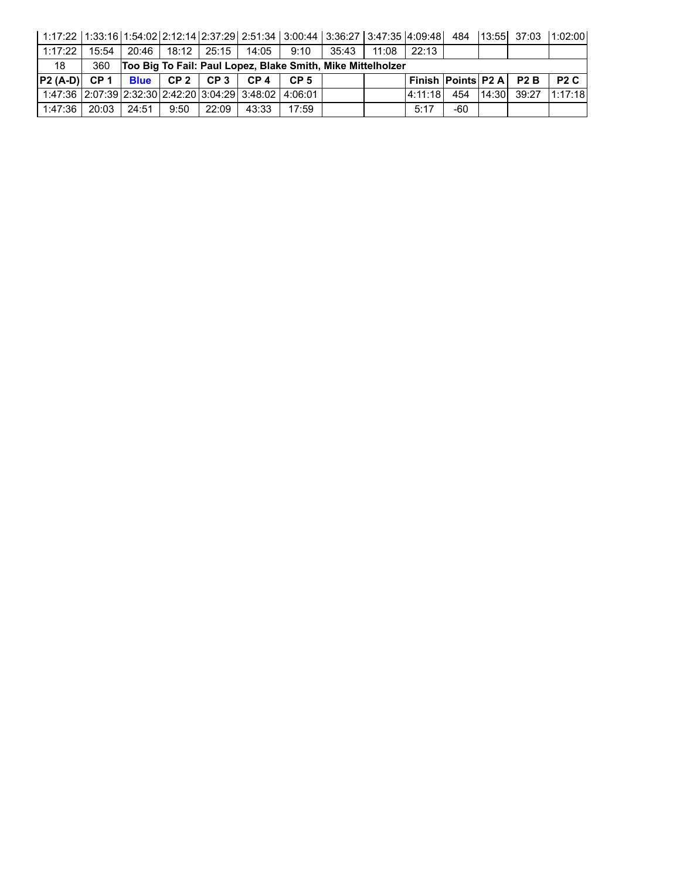| | | | | | | | | | | | | | |
|---|---|---|---|---|---|---|---|---|---|---|---|---|---|
| 1:17:22 | 1:33:16 | 1:54:02 | 2:12:14 | 2:37:29 | 2:51:34 | 3:00:44 | 3:36:27 | 3:47:35 | 4:09:48 | 484 | 13:55 | 37:03 | 1:02:00 |
| 1:17:22 | 15:54 | 20:46 | 18:12 | 25:15 | 14:05 | 9:10 | 35:43 | 11:08 | 22:13 | | | | |
| 18 | 360 | **Too Big To Fail: Paul Lopez, Blake Smith, Mike Mittelholzer** | | | | | | | | | | | |
| **P2 (A-D)** | **CP 1** | **Blue** | **CP 2** | **CP 3** | **CP 4** | **CP 5** | | | **Finish** | **Points** | **P2 A** | **P2 B** | **P2 C** |
| 1:47:36 | 2:07:39 | 2:32:30 | 2:42:20 | 3:04:29 | 3:48:02 | 4:06:01 | | | 4:11:18 | 454 | 14:30 | 39:27 | 1:17:18 |
| 1:47:36 | 20:03 | 24:51 | 9:50 | 22:09 | 43:33 | 17:59 | | | 5:17 | -60 | | | |